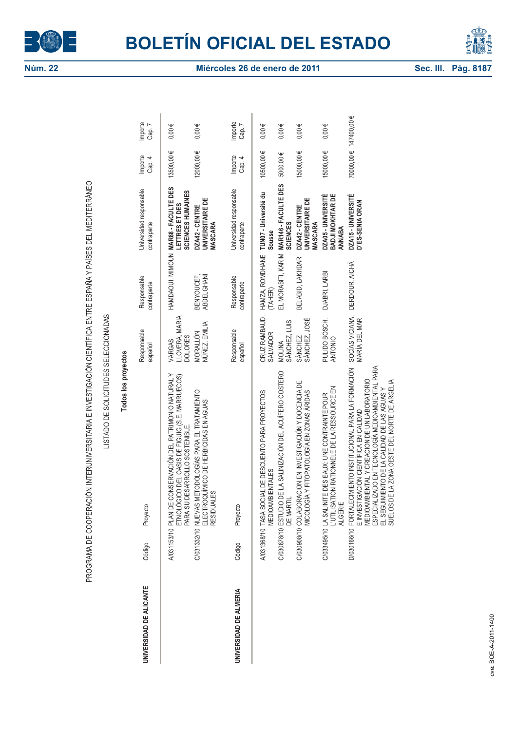PROGRAMA DE COOPERACIÓN INTERUNIVERSITARIA E INVESTIGACIÓN CIENTÍFICA ENTRE ESPAÑA Y PAÍSES DEL MEDITERRÁNEO

LISTADO DE SOLICITUDES SELECCIONADAS

**Todos los proyectos**

**UNIVERSIDAD DE ALICANTE**

| Código | Proyecto | Responsable español | Responsable contraparte | Universidad responsable contraparte | Importe Cap. 4 | Importe Cap. 7 |
|---|---|---|---|---|---|---|
| A/031153/10 | PLAN DE CONSERVACIÓN DEL PATRIMONIO NATURAL Y ETNOLÓGICO DEL OASIS DE FIGUIG (S.E. MARRUECOS) PARA SU DESARROLLO SOSTENIBLE. | VARGAS LLOVERA, MARIA DOLORES | HAMDAOUI, MIMOUN | **MAR88 - FACULTE DES LETTRES ET DES SCIENCES HUMAINES** | 13500,00 € | 0,00 € |
| C/031332/10 | NUEVAS METODOLOGÍAS PARA EL TRATAMIENTO ELECTROQUÍMICO DE HERBICIDAS EN AGUAS RESIDUALES | MORALLÓN NÚÑEZ, EMILIA | BENYOUCEF, ABDELGHANI | **DZA42 - CENTRE UNIVERSITAIRE DE MASCARA** | 12000,00 € | 0,00 € |

**UNIVERSIDAD DE ALMERIA**

| Código | Proyecto | Responsable español | Responsable contraparte | Universidad responsable contraparte | Importe Cap. 4 | Importe Cap. 7 |
|---|---|---|---|---|---|---|
| A/031368/10 | TASA SOCIAL DE DESCUENTO PARA PROYECTOS MEDIOAMBIENTALES | CRUZ RAMBAUD, SALVADOR | HAMZA, ROMDHANE (TAHER) | **TUN07 - Université du Sousse** | 10500,00 € | 0,00 € |
| C/030878/10 | ESTUDIO DE LA SALINIZACIÓN DEL ACUÍFERO COSTERO DE MARTIL | MOLINA SÁNCHEZ, LUIS | EL MORABITI, KARIM | **MAR146 - FACULTE DES SCIENCES** | 5000,00 € | 0,00 € |
| C/030908/10 | COLABORACION EN INVESTIGACIÓN Y DOCENCIA DE MICOLOGÍA Y FITOPATOLOGÍA EN ZONAS ÁRIDAS | SÁNCHEZ SÁNCHEZ, JOSÉ | BELABID, LAKHDAR | **DZA42 - CENTRE UNIVERSITAIRE DE MASCARA** | 15000,00 € | 0,00 € |
| C/033495/10 | LA SALINITE DES EAUX: UNE CONTRAINTE POUR L'UTILISATION RATIONNELLE DE LA RESSOURCE EN ALGERIE | PULIDO BOSCH, ANTONIO | DJABRI, LARBI | **DZA05 - UNIVERSITÉ BADJI MOKHTAR DE ANNABA** | 15000,00 € | 0,00 € |
| D/030166/10 | FORTALECIMIENTO INSTITUCIONAL PARA LA FORMACIÓN E INVESTIGACIÓN CIENTÍFICA EN CALIDAD MEDIOAMBIENTAL Y CREACIÓN DE UN LABORATORIO ESPECIALIZADO EN TECNOLOGÍA MEDIOAMBIENTAL PARA EL SEGUIMIENTO DE LA CALIDAD DE LAS AGUAS Y SUELOS DE LA ZONA OESTE DEL NORTE DE ARGELIA | SOCÍAS VICIANA, MARÍA DEL MAR | DERDOUR, AICHÃ | **DZA15 - UNIVERSITÉ D'ES-SENIA ORAN** | 70000,00 € | 147400,00 € |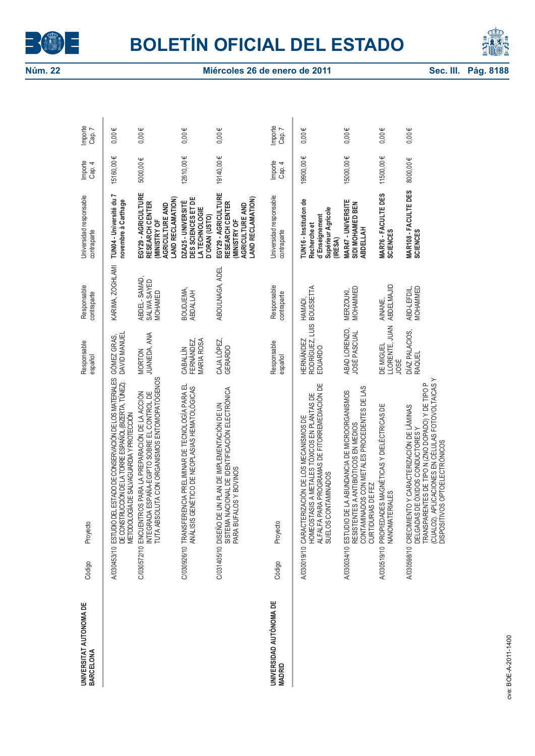| Universidad | Código | Proyecto | Responsable español | Responsable contraparte | Universidad responsable contraparte | Importe Cap. 4 | Importe Cap. 7 |
|---|---|---|---|---|---|---|---|
| **UNIVERSITAT AUTONOMA DE BARCELONA** | A/030453/10 | ESTUDIO DEL ESTADO DE CONSERVACIÓN DE LOS MATERIALES DE CONSTRUCCIÓN DE LA TORRE ESPAÑOL (BIZERTA, TÚNEZ): METODOLOGÍA DE SALVAGUARDIA Y PROTECCIÓN | GÓMEZ GRAS, DAVID MANUEL | KARIMA, ZOGHLAMI | **TUN04 - Université du 7 novembre à Carthage** | 15160,00 € | 0,00 € |
| | C/030572/10 | ENCUENTROS PARA LA PREPARACIÓN DE LA ACCIÓN INTEGRADA ESPAÑA-EGIPTO SOBRE EL CONTROL DE TUTA ABSOLUTA CON ORGANISMOS ENTOMOPATÓGENOS | MORTON JUANEDA, ANA | ABDEL- SAMAD, SALWA SAYED MOHAMED | **EGY29 - AGRICULTURE RESEARCH CENTER (MINISTRY OF AGRICULTURE AND LAND RECLAMATION)** | 5000,00 € | 0,00 € |
| | C/030926/10 | TRANSFERENCIA PRELIMINAR DE TECNOLOGÍA PARA EL ANÁLISIS GENÉTICO DE NEOPLASIAS HEMATOLÓGICAS | CABALLÍN FERNÁNDEZ, MARÍA ROSA | BOUDJEMA, ABDALLAH | **DZA25 - UNIVERSITÉ DES SCIENCES ET DE LA TECHNOLOGIE D'ORAN (USTO)** | 12610,00 € | 0,00 € |
| | C/031405/10 | DISEÑO DE UN PLAN DE IMPLEMENTACIÓN DE UN SISTEMA NACIONAL DE IDENTIFICACIÓN ELECTRÓNICA PARA BÚFALOS Y BOVINOS | CAJA LÓPEZ, GERARDO | ABOULNAGA, ADEL | **EGY29 - AGRICULTURE RESEARCH CENTER (MINISTRY OF AGRICULTURE AND LAND RECLAMATION)** | 19140,00 € | 0,00 € |

| Universidad | Código | Proyecto | Responsable español | Responsable contraparte | Universidad responsable contraparte | Importe Cap. 4 | Importe Cap. 7 |
|---|---|---|---|---|---|---|---|
| **UNIVERSIDAD AUTÓNOMA DE MADRID** | A/030019/10 | CARACTERIZACIÓN DE LOS MECANISMOS DE HOMEOSTASIS A METALES TÓXICOS EN PLANTAS DE ALFALFA PARA PROGRAMAS DE FITORREMEDIACIÓN DE SUELOS CONTAMINADOS | HERNÁNDEZ RODRÍGUEZ, LUIS EDUARDO | HAMADI, BOUSSETTA | **TUN16 - Institution de Recherche et d'Enseignement Supérieur Agricole (IRESA)** | 19900,00 € | 0,00 € |
| | A/030034/10 | ESTUDIO DE LA ABUNDANCIA DE MICROORGANISMOS RESISTENTES A ANTIBIÓTICOS EN MEDIOS CONTAMINADOS CON METALES PROCEDENTES DE LAS CURTIDURÍAS DE FEZ | ABAD LORENZO, JOSÉ PASCUAL | MERZOUKI, MOHAMMED | **MAR47 - UNIVERSITE SIDI MOHAMED BEN ABDELLAH** | 15000,00 € | 0,00 € |
| | A/030519/10 | PROPIEDADES MAGNÉTICAS Y DIELÉCTRICAS DE NANOMATERIALES | DE MIGUEL LLORENTE, JUAN JOSÉ | AINANE, ABDELMAJID | **MAR76 - FACULTE DES SCIENCES** | 11500,00 € | 0,00 € |
| | A/030598/10 | CRECIMIENTO Y CARACTERIZACIÓN DE LÁMINAS DELGADAS DE ÓXIDOS CONDUCTORES Y TRANSPARENTES DE TIPO N (ZNO DOPADO) Y DE TIPO P (CUALO2). APLICACIONES EN CÉLULAS FOTOVOLTAICAS Y DISPOSITIVOS OPTOELECTRÓNICOS | DÍAZ PALACIOS, RAQUEL | ABD-LEFDIL, MOHAMMED | **MAR108 - FACULTE DES SCIENCES** | 8000,00 € | 0,00 € |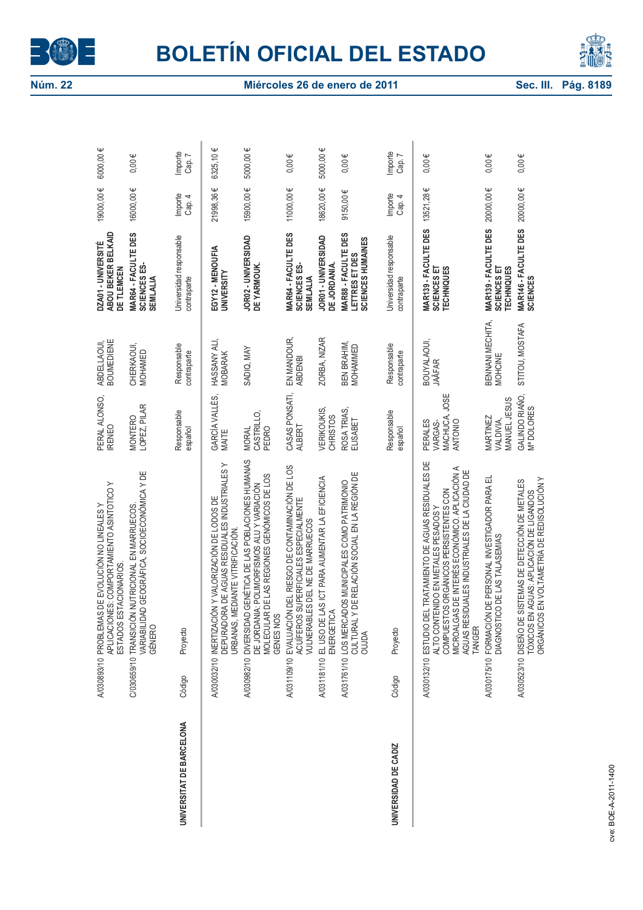| | Código | Proyecto | Responsable español | Responsable contraparte | Universidad responsable contraparte | Importe Cap. 4 | Importe Cap. 7 |
|---|---|---|---|---|---|---|---|
| | A/030893/10 | PROBLEMAS DE EVOLUCIÓN NO LINEALES Y APLICACIONES: COMPORTAMIENTO ASINTÓTICO Y ESTADOS ESTACIONARIOS. | PERAL ALONSO, IRENEO | ABDELLAOUI, BOUMEDIENE | **DZA01 - UNIVERSITÉ ABOU BEKER BELKAID DE TLEMCEN** | 19000,00 € | 6000,00 € |
| | C/030659/10 | TRANSICIÓN NUTRICIONAL EN MARRUECOS. VARIABILIDAD GEOGRÁFICA, SOCIOECONÓMICA Y DE GÉNERO | MONTERO LOPEZ, PILAR | CHERKAOUI, MOHAMED | **MAR64 - FACULTE DES SCIENCES ES-SEMLALIA** | 16000,00 € | 0,00 € |
| **UNIVERSITAT DE BARCELONA** | Código | Proyecto | Responsable español | Responsable contraparte | Universidad responsable contraparte | Importe Cap. 4 | Importe Cap. 7 |
| | A/030032/10 | INERTIZACIÓN Y VALORIZACIÓN DE LODOS DE DEPURADORA DE AGUAS RESIDUALES INDUSTRIALES Y URBANAS, MEDIANTE VITRIFICACIÓN. | GARCÍA VALLÈS, MAITE | HASSANY ALI, MOBARAK | **EGY12 - MENOUFIA UNIVERSITY** | 21998,36 € | 6325,10 € |
| | A/030982/10 | DIVERSIDAD GENÉTICA DE LAS POBLACIONES HUMANAS DE JORDANIA: POLIMORFISMOS ALU Y VARIACIÓN MOLECULAR DE LAS REGIONES GENÓMICOS DE LOS GENES NOS | MORAL CASTRILLO, PEDRO | SADIQ, MAY | **JOR02 - UNIVERSIDAD DE YARMOUK.** | 15900,00 € | 5000,00 € |
| | A/031109/10 | EVALUACIÓN DEL RIESGO DE CONTAMINACIÓN DE LOS ACUÍFEROS SUPERFICIALES ESPECIALMENTE VULNERABLES DEL NE DE MARRUECOS | CASAS PONSATI, ALBERT | EN MANDOUR, ABDENBI | **MAR64 - FACULTE DES SCIENCES ES-SEMLALIA** | 11000,00 € | 0,00 € |
| | A/031181/10 | EL USO DE LAS ICT PARA AUMENTAR LA EFICIENCIA ENERGETICA | VERIKOUKIS, CHRISTOS | ZORBA, NIZAR | **JOR01 - UNIVERSIDAD DE JORDANIA.** | 18620,00 € | 5000,00 € |
| | A/031761/10 | LOS MERCADOS MUNICIPALES COMO PATRIMONIO CULTURAL Y DE RELACIÓN SOCIAL EN LA REGIÓN DE OUJDA | ROSA TRIAS, ELISABET | BEN BRAHIM, MOHAMMED | **MAR88 - FACULTE DES LETTRES ET DES SCIENCES HUMAINES** | 9150,00 € | 0,00 € |
| **UNIVERSIDAD DE CADIZ** | Código | Proyecto | Responsable español | Responsable contraparte | Universidad responsable contraparte | Importe Cap. 4 | Importe Cap. 7 |
| | A/030132/10 | ESTUDIO DEL TRATAMIENTO DE AGUAS RESIDUALES DE ALTO CONTENIDO EN METALES PESADOS Y COMPUESTOS ORGÁNICOS PERSISTENTES CON MICROALGAS DE INTERÉS ECONÓMICO. APLICACIÓN A AGUAS RESIDUALES INDUSTRIALES DE LA CIUDAD DE TANGER | PERALES VARGAS-MACHUCA, JOSE ANTONIO | BOUYALAOUI, JAÂFAR | **MAR139 - FACULTE DES SCIENCES ET TECHNIQUES** | 13521,28 € | 0,00 € |
| | A/030175/10 | FORMACIÓN DE PERSONAL INVESTIGADOR PARA EL DIAGNOSTICO DE LAS TALASEMIAS | MARTINEZ VALDIVIA, MANUEL JESUS | BENNANI MECHITA, MOHCINE | **MAR139 - FACULTE DES SCIENCES ET TECHNIQUES** | 20000,00 € | 0,00 € |
| | A/030523/10 | DISEÑO DE SISTEMAS DE DETECCIÓN DE METALES TÓXICOS EN AGUAS: APLICACIÓN DE LIGANDOS ORGÁNICOS EN VOLTAMETRÍA DE REDISOLUCIÓN Y | GALINDO RIAÑO, Mª DOLORES | STITOU, MOSTAFA | **MAR146 - FACULTE DES SCIENCES** | 20000,00 € | 0,00 € |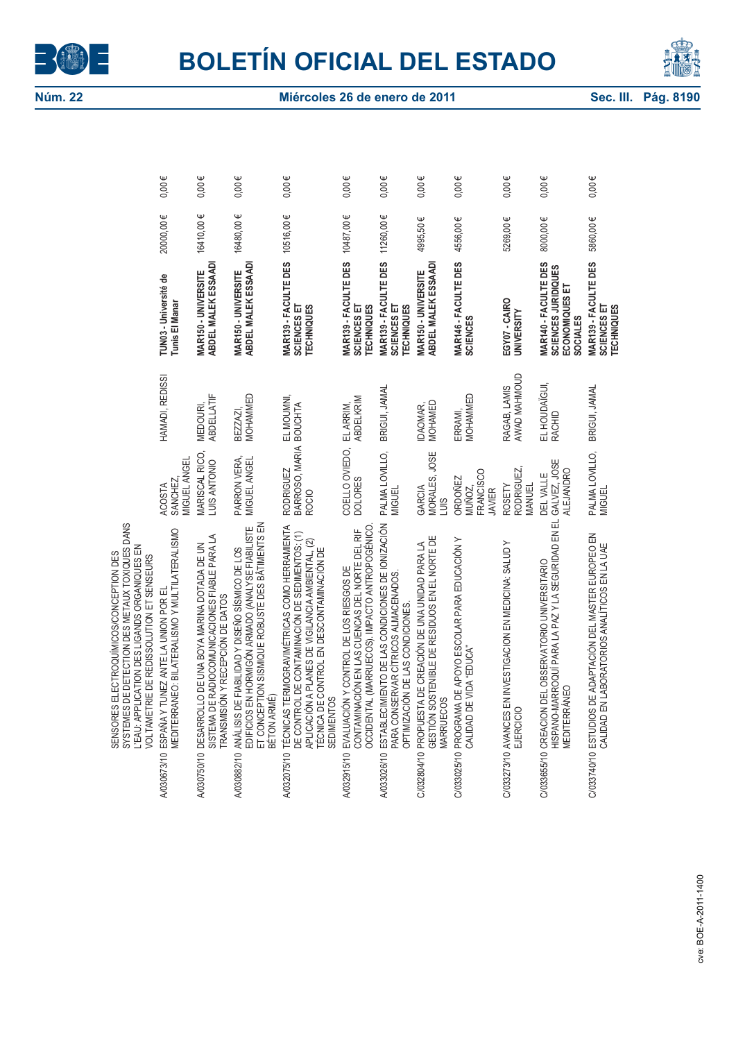| | | | | | | |
|---|---|---|---|---|---|---|
| | SENSORES ELECTROQUÍMICOS/CONCEPTION DES SYSTEMES DE DETECTION DES METAUX TOXIQUES DANS L'EAU: APPLICATION DES LIGANDS ORGANIQUES EN VOLTAMETRIE DE REDISSOLUTION ET SENSEURS | | | | | |
| A/030673/10 | ESPAÑA Y TUNEZ ANTE LA UNION POR EL MEDITERRANEO: BILATERALISMO Y MULTILATERALISMO | ACOSTA SANCHEZ, MIGUEL ANGEL | HAMADI, REDISSI | **TUN03 - Université de Tunis El Manar** | 20000,00 € | 0,00 € |
| A/030750/10 | DESARROLLO DE UNA BOYA MARINA DOTADA DE UN SISTEMA DE RADIOCOMUNICACIONES FIABLE PARA LA TRANSMISIÓN Y RECEPCIÓN DE DATOS | MARISCAL RICO, LUIS ANTONIO | MEDOURI, ABDELLATIF | **MAR150 - UNIVERSITE ABDEL MALEK ESSAADI** | 16410,00 € | 0,00 € |
| A/030882/10 | ANÁLISIS DE FIABILIDAD Y DISEÑO SÍSMICO DE LOS EDIFICIOS EN HORMIGÓN ARMADO (ANALYSE FIABILISTE ET CONCEPTION SISMIQUE ROBUSTE DES BÂTIMENTS EN BÉTON ARMÉ) | PARRON VERA, MIGUEL ANGEL | BEZZAZI, MOHAMMED | **MAR150 - UNIVERSITE ABDEL MALEK ESSAADI** | 16480,00 € | 0,00 € |
| A/032075/10 | TÉCNICAS TERMOGRAVIMÉTRICAS COMO HERRAMIENTA DE CONTROL DE CONTAMINACIÓN DE SEDIMENTOS: (1) APLICACIÓN A PLANES DE VIGILANCIA AMBIENTAL, (2) TÉCNICA DE CONTROL EN DESCONTAMINACIÓN DE SEDIMENTOS | RODRIGUEZ BARROSO, MARIA ROCIO | EL MOUMNI, BOUCHTA | **MAR139 - FACULTE DES SCIENCES ET TECHNIQUES** | 10516,00 € | 0,00 € |
| A/032915/10 | EVALUACIÓN Y CONTROL DE LOS RIESGOS DE CONTAMINACIÓN EN LAS CUENCAS DEL NORTE DEL RIF OCCIDENTAL (MARRUECOS). IMPACTO ANTROPOGÉNICO. | COELLO OVIEDO, DOLORES | EL ARRIM, ABDELKRIM | **MAR139 - FACULTE DES SCIENCES ET TECHNIQUES** | 10487,00 € | 0,00 € |
| A/033026/10 | ESTABLECIMIENTO DE LAS CONDICIONES DE IONIZACIÓN PARA CONSERVAR CÍTRICOS ALMACENADOS. OPTIMIZACIÓN DE LAS CONDICIONES. | PALMA LOVILLO, MIGUEL | BRIGUI, JAMAL | **MAR139 - FACULTE DES SCIENCES ET TECHNIQUES** | 11260,00 € | 0,00 € |
| C/032804/10 | PROPUESTA DE CREACIÓN DE UNA UNIDAD PARA LA GESTIÓN SOSTENIBLE DE RESIDUOS EN EL NORTE DE MARRUECOS | GARCIA MORALES, JOSE LUIS | IDAOMAR, MOHAMED | **MAR150 - UNIVERSITE ABDEL MALEK ESSAADI** | 4995,50 € | 0,00 € |
| C/033025/10 | PROGRAMA DE APOYO ESCOLAR PARA EDUCACIÓN Y CALIDAD DE VIDA "EDUCA" | ORDOÑEZ MUÑOZ, FRANCISCO JAVIER | ERRAMI, MOHAMMED | **MAR146 - FACULTE DES SCIENCES** | 4556,00 € | 0,00 € |
| C/033273/10 | AVANCES EN INVESTIGACION EN MEDICINA: SALUD Y EJERCICIO | ROSETY RODRIGUEZ, MANUEL | RAGAB, LAMIS AWAD MAHMOUD | **EGY07 - CAIRO UNIVERSITY** | 5269,00 € | 0,00 € |
| C/033655/10 | CREACION DEL OBSERVATORIO UNIVERSITARIO HISPANO-MARROQUI PARA LA PAZ Y LA SEGURIDAD EN EL MEDITERRANEO | DEL VALLE GALVEZ, JOSE ALEJANDRO | EL HOUDAÏGUI, RACHID | **MAR140 - FACULTE DES SCIENCES JURIDIQUES ECONOMIQUES ET SOCIALES** | 8000,00 € | 0,00 € |
| C/033740/10 | ESTUDIOS DE ADAPTACIÓN DEL MASTER EUROPEO EN CALIDAD EN LABORATORIOS ANALÍTICOS EN LA UAE | PALMA LOVILLO, MIGUEL | BRIGUI, JAMAL | **MAR139 - FACULTE DES SCIENCES ET TECHNIQUES** | 5860,00 € | 0,00 € |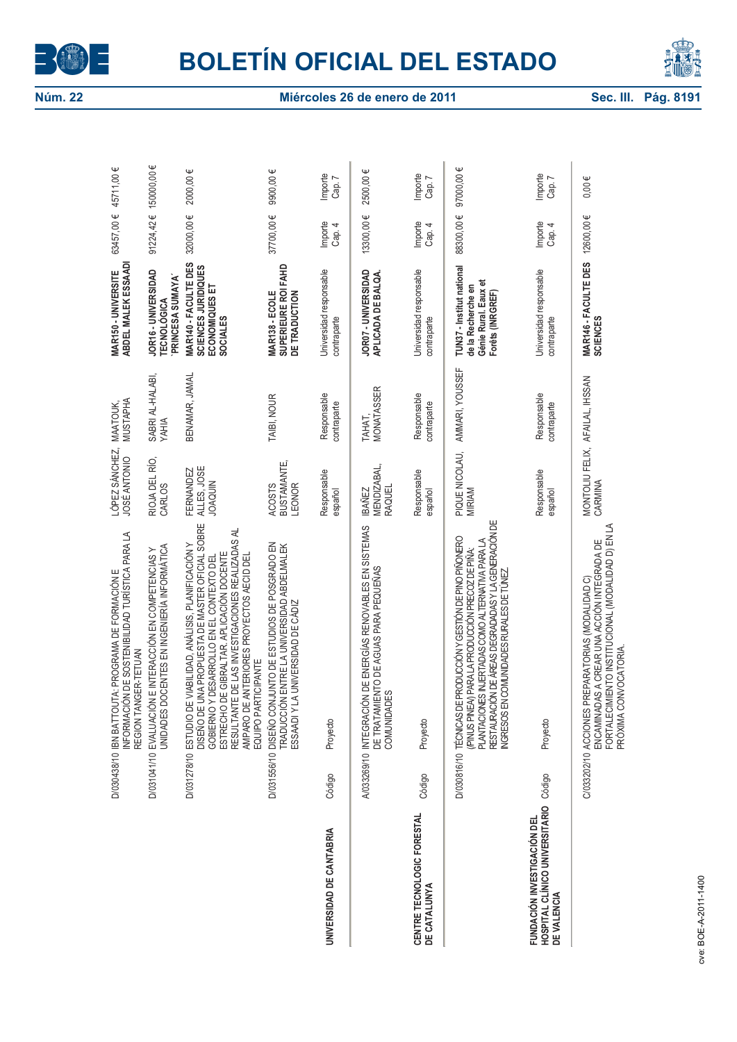| | Código | Proyecto | Responsable español | Responsable contraparte | Universidad responsable contraparte | Importe Cap. 4 | Importe Cap. 7 |
|---|---|---|---|---|---|---|---|
| | D/030438/10 | IBN BATTOUTA: PROGRAMA DE FORMACIÓN E INFORMACIÓN DE SOSTENIBILIDAD TURÍSTICA PARA LA REGION TANGER-TETUAN | LÓPEZ SÁNCHEZ, JOSÉ ANTONIO | MAATOUK, MUSTAPHA | **MAR150 - UNIVERSITE ABDEL MALEK ESSAADI** | 63457,00 € | 45711,00 € |
| | D/031041/10 | EVALUACIÓN E INTERACCIÓN EN COMPETENCIAS Y UNIDADES DOCENTES EN INGENIERÍA INFORMÁTICA | RIOJA DEL RÍO, CARLOS | SABRI AL-HALABI, YAHIA | **JOR16 - UNIVERSIDAD TECNOLÓGICA 'PRINCESA SUMAYA'** | 91224,42 € | 150000,00 € |
| | D/031278/10 | ESTUDIO DE VIABILIDAD, ANÁLISIS, PLANIFICACIÓN Y DISEÑO DE UNA PROPUESTA DE MASTER OFICIAL SOBRE GOBIERNO Y DESARROLLO EN EL CONTEXTO DEL ESTRECHO DE GIBRALTAR. APLICACIÓN DOCENTE RESULTANTE DE LAS INVESTIGACIONES REALIZADAS AL AMPARO DE ANTERIORES PROYECTOS AECID DEL EQUIPO PARTICIPANTE | FERNANDEZ ALLES, JOSE JOAQUIN | BENAMAR, JAMAL | **MAR140 - FACULTE DES SCIENCES JURIDIQUES ECONOMIQUES ET SOCIALES** | 32000,00 € | 2000,00 € |
| | D/031556/10 | DISEÑO CONJUNTO DE ESTUDIOS DE POSGRADO EN TRADUCCIÓN ENTRE LA UNIVERSIDAD ABDELMALEK ESSAADI Y LA UNIVERSIDAD DE CÁDIZ | ACOSTS BUSTAMANTE, LEONOR | TAIBI, NOUR | **MAR138 - ECOLE SUPERIEURE ROI FAHD DE TRADUCTION** | 37700,00 € | 9900,00 € |
| **UNIVERSIDAD DE CANTABRIA** | Código | Proyecto | Responsable español | Responsable contraparte | Universidad responsable contraparte | Importe Cap. 4 | Importe Cap. 7 |
| | A/033269/10 | INTEGRACIÓN DE ENERGÍAS RENOVABLES EN SISTEMAS DE TRATAMIENTO DE AGUAS PARA PEQUEÑAS COMUNIDADES | IBAÑEZ MENDIZABAL, RAQUEL | TAHAT, MONATASSER | **JOR07 - UNIVERSIDAD APLICADA DE BALQA.** | 13300,00 € | 2500,00 € |
| **CENTRE TECNOLOGIC FORESTAL DE CATALUNYA** | Código | Proyecto | Responsable español | Responsable contraparte | Universidad responsable contraparte | Importe Cap. 4 | Importe Cap. 7 |
| | D/030816/10 | TÉCNICAS DE PRODUCCIÓN Y GESTIÓN DE PINO PIÑONERO (PINUS PINEA) PARA LA PRODUCCIÓN PRECOZ DE PIÑA: PLANTACIONES INJERTADAS COMO ALTERNATIVA PARA LA RESTAURACIÓN DE ÁREAS DEGRADADAS Y LA GENERACIÓN DE INGRESOS EN COMUNIDADES RURALES DE TÚNEZ | PIQUE NICOLAU, MIRIAM | AMMARI, YOUSSEF | **TUN37 - Institut national de la Recherche en Génie Rural, Eaux et Forêts (INRGREF)** | 88300,00 € | 97000,00 € |
| **FUNDACIÓN INVESTIGACIÓN DEL HOSPITAL CLÍNICO UNIVERSITARIO DE VALENCIA** | Código | Proyecto | Responsable español | Responsable contraparte | Universidad responsable contraparte | Importe Cap. 4 | Importe Cap. 7 |
| | C/033202/10 | ACCIONES PREPARATORIAS (MODALIDAD C) ENCAMINADAS A CREAR UNA ACCIÓN INTEGRADA DE FORTALECIMIENTO INSTITUCIONAL (MODALIDAD D) EN LA PRÓXIMA CONVOCATORIA. | MONTOLIU FELIX, CARMINA | AFAILAL, IHSSAN | **MAR146 - FACULTE DES SCIENCES** | 12600,00 € | 0,00 € |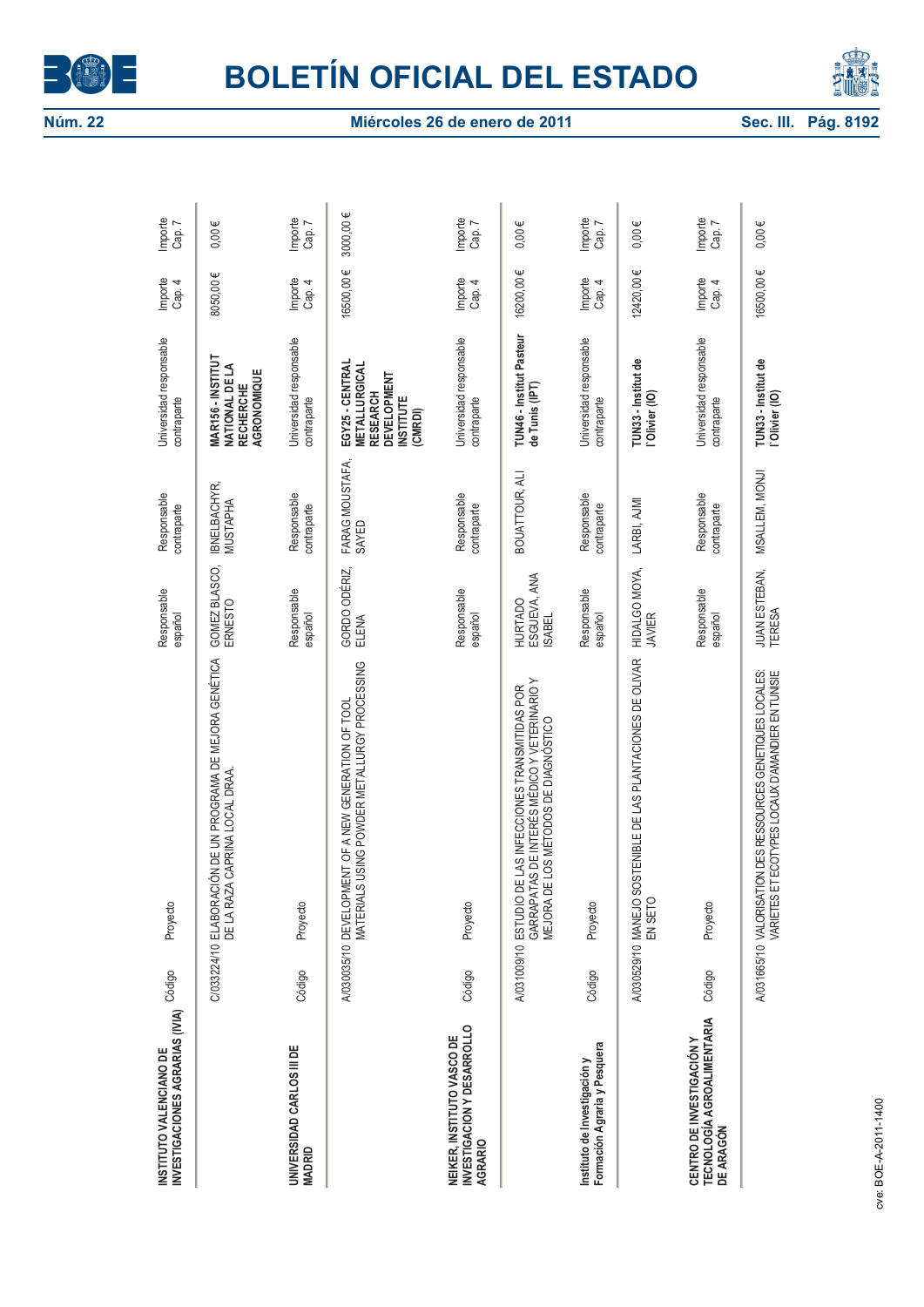**INSTITUTO VALENCIANO DE INVESTIGACIONES AGRARIAS (IVIA)**

| Código | Proyecto | Responsable español | Responsable contraparte | Universidad responsable contraparte | Importe Cap. 4 | Importe Cap. 7 |
|---|---|---|---|---|---|---|
| C/033224/10 | ELABORACIÓN DE UN PROGRAMA DE MEJORA GENÉTICA DE LA RAZA CAPRINA LOCAL DRAA. | GOMEZ BLASCO, ERNESTO | IBNELBACHYR, MUSTAPHA | **MAR156 - INSTITUT NATIONAL DE LA RECHERCHE AGRONOMIQUE** | 8050,00 € | 0,00 € |

**UNIVERSIDAD CARLOS III DE MADRID**

| Código | Proyecto | Responsable español | Responsable contraparte | Universidad responsable contraparte | Importe Cap. 4 | Importe Cap. 7 |
|---|---|---|---|---|---|---|
| A/030035/10 | DEVELOPMENT OF A NEW GENERATION OF TOOL MATERIALS USING POWDER METALLURGY PROCESSING | GORDO ODÉRIZ, ELENA | FARAG MOUSTAFA, SAYED | **EGY25 - CENTRAL METALLURGICAL RESEARCH DEVELOPMENT INSTITUTE (CMRDI)** | 16500,00 € | 3000,00 € |

**NEIKER, INSTITUTO VASCO DE INVESTIGACION Y DESARROLLO AGRARIO**

| Código | Proyecto | Responsable español | Responsable contraparte | Universidad responsable contraparte | Importe Cap. 4 | Importe Cap. 7 |
|---|---|---|---|---|---|---|
| A/031009/10 | ESTUDIO DE LAS INFECCIONES TRANSMITIDAS POR GARRAPATAS DE INTERÉS MÉDICO Y VETERINARIO Y MEJORA DE LOS MÉTODOS DE DIAGNÓSTICO | HURTADO ESGUEVA, ANA ISABEL | BOUATTOUR, ALI | **TUN46 - Institut Pasteur de Tunis (IPT)** | 16200,00 € | 0,00 € |

**Instituto de Investigación y Formación Agraria y Pesquera**

| Código | Proyecto | Responsable español | Responsable contraparte | Universidad responsable contraparte | Importe Cap. 4 | Importe Cap. 7 |
|---|---|---|---|---|---|---|
| A/030529/10 | MANEJO SOSTENIBLE DE LAS PLANTACIONES DE OLIVAR EN SETO | HIDALGO MOYA, JAVIER | LARBI, AJMI | **TUN33 - Institut de l'Olivier (IO)** | 12420,00 € | 0,00 € |

**CENTRO DE INVESTIGACIÓN Y TECNOLOGÍA AGROALIMENTARIA DE ARAGÓN**

| Código | Proyecto | Responsable español | Responsable contraparte | Universidad responsable contraparte | Importe Cap. 4 | Importe Cap. 7 |
|---|---|---|---|---|---|---|
| A/031665/10 | VALORISATION DES RESSOURCES GENETIQUES LOCALES: VARIETES ET ECOTYPES LOCAUX D'AMANDIER EN TUNISIE | JUAN ESTEBAN, TERESA | MSALLEM, MONJI | **TUN33 - Institut de l'Olivier (IO)** | 16500,00 € | 0,00 € |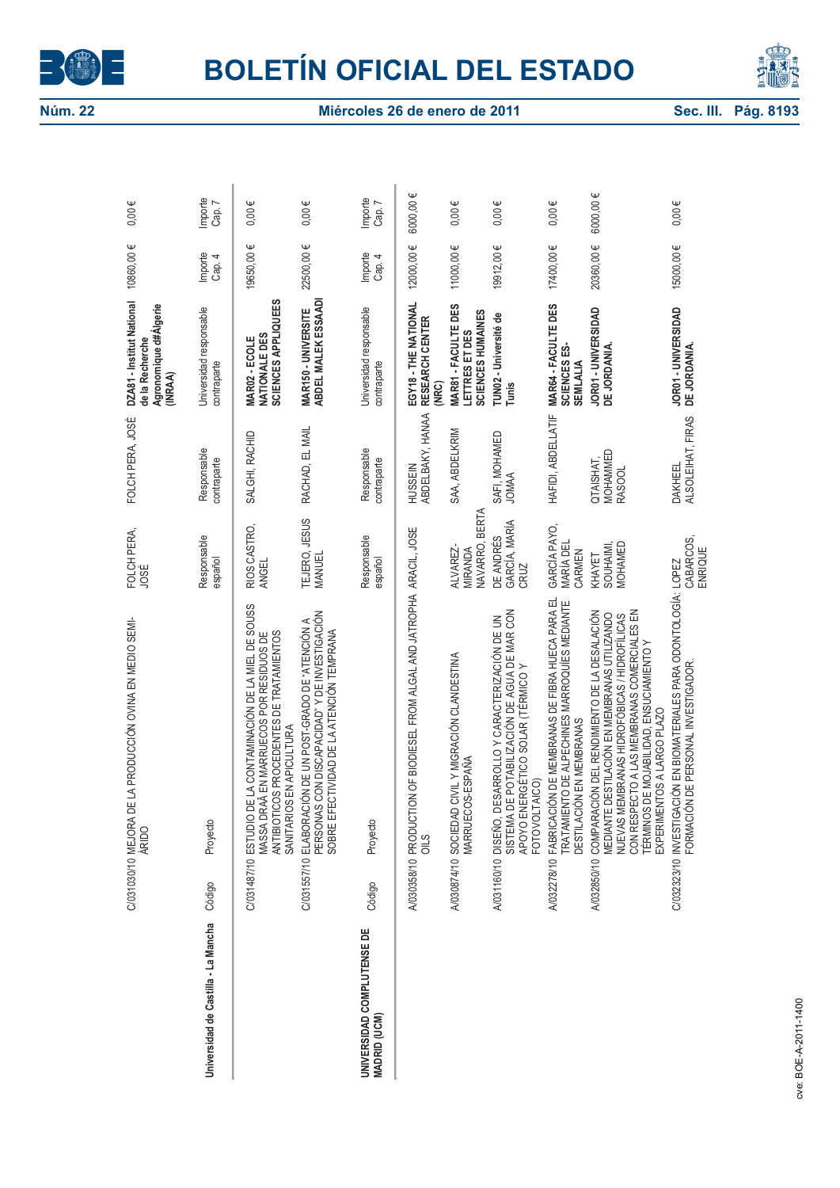| | Código | Proyecto | Responsable español | Responsable contraparte | Universidad responsable contraparte | Importe Cap. 4 | Importe Cap. 7 |
|---|---|---|---|---|---|---|---|
| | C/031030/10 | MEJORA DE LA PRODUCCIÓN OVINA EN MEDIO SEMI-ÁRIDO | FOLCH PERA, JOSÉ | FOLCH PERA, JOSÉ | **DZA81 - Institut National de la Recherche Agronomique d#Algerie (INRAA)** | 10860,00 € | 0,00 € |
| **Universidad de Castilla - La Mancha** | Código | Proyecto | Responsable español | Responsable contraparte | Universidad responsable contraparte | Importe Cap. 4 | Importe Cap. 7 |
| | C/031487/10 | ESTUDIO DE LA CONTAMINACIÓN DE LA MIEL DE SOUSS MASSA DRAÂ EN MARRUECOS POR RESIDUOS DE ANTIBIÓTICOS PROCEDENTES DE TRATAMIENTOS SANITARIOS EN APICULTURA | RIOS CASTRO, ANGEL | SALGHI, RACHID | **MAR02 - ECOLE NATIONALE DES SCIENCES APPLIQUEES** | 19650,00 € | 0,00 € |
| | C/031557/10 | ELABORACIÓN DE UN POST-GRADO DE "ATENCIÓN A PERSONAS CON DISCAPACIDAD" Y DE INVESTIGACIÓN SOBRE EFECTIVIDAD DE LA ATENCIÓN TEMPRANA | TEJERO, JESUS MANUEL | RACHAD, EL MAIL | **MAR150 - UNIVERSITE ABDEL MALEK ESSAADI** | 22500,00 € | 0,00 € |
| **UNIVERSIDAD COMPLUTENSE DE MADRID (UCM)** | Código | Proyecto | Responsable español | Responsable contraparte | Universidad responsable contraparte | Importe Cap. 4 | Importe Cap. 7 |
| | A/030358/10 | PRODUCTION OF BIODIESEL FROM ALGAL AND JATROPHA OILS | ARACIL, JOSE | HUSSEIN ABDELBAKY, HANAA | **EGY18 - THE NATIONAL RESEARCH CENTER (NRC)** | 12000,00 € | 6000,00 € |
| | A/030874/10 | SOCIEDAD CIVIL Y MIGRACIÓN CLANDESTINA MARRUECOS-ESPAÑA | ALVAREZ-MIRANDA NAVARRO, BERTA | SAA, ABDELKRIM | **MAR81 - FACULTE DES LETTRES ET DES SCIENCES HUMAINES** | 11000,00 € | 0,00 € |
| | A/031160/10 | DISEÑO, DESARROLLO Y CARACTERIZACIÓN DE UN SISTEMA DE POTABILIZACIÓN DE AGUA DE MAR CON APOYO ENERGÉTICO SOLAR (TÉRMICO Y FOTOVOLTAICO) | DE ANDRÉS GARCÍA, MARÍA CRUZ | SAFI, MOHAMED JOMAA | **TUN02 - Université de Tunis** | 19912,00 € | 0,00 € |
| | A/032278/10 | FABRICACIÓN DE MEMBRANAS DE FIBRA HUECA PARA EL TRATAMIENTO DE ALPECHINES MARROQUÍES MEDIANTE DESTILACIÓN EN MEMBRANAS | GARCÍA PAYO, MARÍA DEL CARMEN | HAFIDI, ABDELLATIF | **MAR64 - FACULTE DES SCIENCES ES-SEMLALIA** | 17400,00 € | 0,00 € |
| | A/032850/10 | COMPARACIÓN DEL RENDIMIENTO DE LA DESALACIÓN MEDIANTE DESTILACIÓN EN MEMBRANAS UTILIZANDO NUEVAS MEMBRANAS HIDROFÓBICAS / HIDROFÍLICAS CON RESPECTO A LAS MEMBRANAS COMERCIALES EN TÉRMINOS DE MOJABILIDAD, ENSUCIAMIENTO Y EXPERIMENTOS A LARGO PLAZO | KHAYET SOUHAIMI, MOHAMED | QTAISHAT, MOHAMMED RASOOL | **JOR01 - UNIVERSIDAD DE JORDANIA.** | 20360,00 € | 6000,00 € |
| | C/032323/10 | INVESTIGACIÓN EN BIOMATERIALES PARA ODONTOLOGÍA: FORMACIÓN DE PERSONAL INVESTIGADOR. | LOPEZ CABARCOS, ENRIQUE | DAKHEEL ALSOLEIHAT, FIRAS | **JOR01 - UNIVERSIDAD DE JORDANIA.** | 15000,00 € | 0,00 € |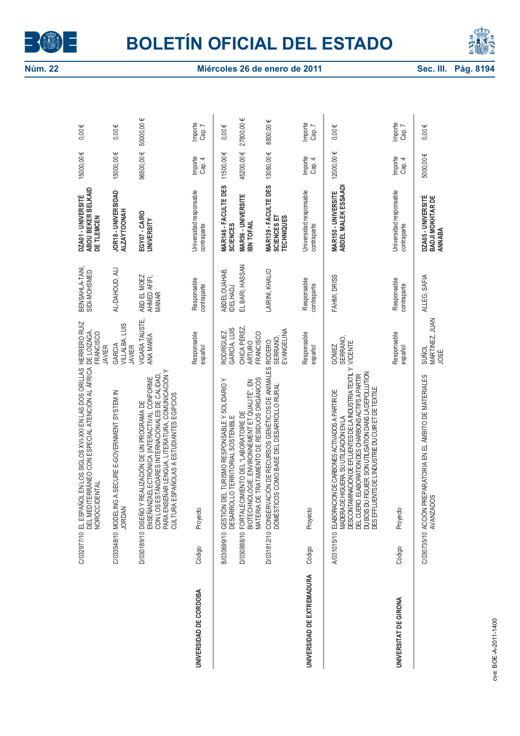| | Código | Proyecto | Responsable español | Responsable contraparte | Universidad responsable contraparte | Importe Cap. 4 | Importe Cap. 7 |
|---|---|---|---|---|---|---|---|
| | C/032977/10 | EL ESPAÑOL EN LOS SIGLOS XVI-XXI EN LAS DOS ORILLAS DEL MEDITERRÁNEO CON ESPECIAL ATENCIÓN AL ÁFRICA NOROCCIDENTAL | HERRERO RUIZ DE LOIZAGA, FRANCISCO JAVIER | BENSAHLA-TANI, SIDI-MOHSMED | **DZA01 - UNIVERSITÉ ABOU BEKER BELKAID DE TLEMCEN** | 15000,00 € | 0,00 € |
| | C/033548/10 | MODELING A SECURE E-GOVERNMENT SYSTEM IN JORDAN | GARCIA VILLALBA, LUIS JAVIER | AL-DAHOUD, ALI | **JOR18 - UNIVERSIDAD ALZAYTOONAH** | 15000,00 € | 0,00 € |
| | D/030189/10 | DISEÑO Y REALIZACIÓN DE UN PROGRAMA DE ENSEÑANZA ELECTRÓNICA (INTERACTIVA), CONFORME CON LOS ESTÁNDARES INTERNACIONALES DE CALIDAD, PARA ENSEÑAR LENGUA, LITERATURA, COMUNICACIÓN Y CULTURA ESPAÑOLAS A ESTUDIANTES EGIPCIOS | VIGARA TAUSTE, ANA MARÍA | ABD EL MOEZ AHMED AFIFI, MANAR | **EGY07 - CAIRO UNIVERSITY** | 96500,00 € | 50000,00 € |
| **UNIVERSIDAD DE CORDOBA** | Código | Proyecto | Responsable español | Responsable contraparte | Universidad responsable contraparte | Importe Cap. 4 | Importe Cap. 7 |
| | B/030699/10 | GESTIÓN DEL TURISMO RESPONSABLE Y SOLIDARIO Y DESARROLLO TERRITORIAL SOSTENIBLE | RODRÍGUEZ GARCÍA, LUIS | ABDELOUAHAB, IDELHADJ | **MAR146 - FACULTE DES SCIENCES** | 11500,00 € | 0,00 € |
| | D/030888/10 | FORTALECIMIENTO DEL "LABORATOIRE DE BIOTECHNOLOGIE, ENVIRONNEMENT ET QUALITÉ", EN MATERIA DE TRATAMIENTO DE RESIDUOS ORGÁNICOS | CHICA PÉREZ, ARTURO FRANCISCO | EL BARI, HASSAN | **MAR56 - UNIVERSITE IBN TOFAIL** | 45200,00 € | 27800,00 € |
| | D/031812/10 | CONSERVACIÓN DE RECURSOS GENÉTICOS DE ANIMALES DOMÉSTICOS COMO BASE DEL DESARROLLO RURAL | RODERO SERRANO, EVANGELINA | LAIRINI, KHALID | **MAR139 - FACULTE DES SCIENCES ET TECHNIQUES** | 13080,00 € | 8800,00 € |
| **UNIVERSIDAD DE EXTREMADURA** | Código | Proyecto | Responsable español | Responsable contraparte | Universidad responsable contraparte | Importe Cap. 4 | Importe Cap. 7 |
| | A/031015/10 | ELABORACION DE CARBONES ACTIVADOS A PARTIR DE MADERA DE HIGUERA. SU UTILIZACIÓN EN LA DESCONTAMINACIÓN DE EFLUENTES DE LA INDUSTRIA TEXTIL Y DEL CUERO. ELABORATION DES CHARBONS ACTIFS A PARTIR DU BOIS DU FIGUIER. SON UTILISATION DANS LA DEPOLLUTION DES EFFLUENTS DE L'INDUSTRIE DU CUIR ET DE TEXTILE | GÓMEZ SERRANO, VICENTE | FAHMI, DRISS | **MAR150 - UNIVERSITE ABDEL MALEK ESSAADI** | 12000,00 € | 0,00 € |
| **UNIVERSITAT DE GIRONA** | Código | Proyecto | Responsable español | Responsable contraparte | Universidad responsable contraparte | Importe Cap. 4 | Importe Cap. 7 |
| | C/030735/10 | ACCIÓN PREPARATORIA EN EL ÁMBITO DE MATERIALES AVANZADOS | SUÑOL MARTINEZ, JUAN JOSÉ | ALLEG, SAFIA | **DZA05 - UNIVERSITÉ BADJI MOKHTAR DE ANNABA** | 5000,00 € | 0,00 € |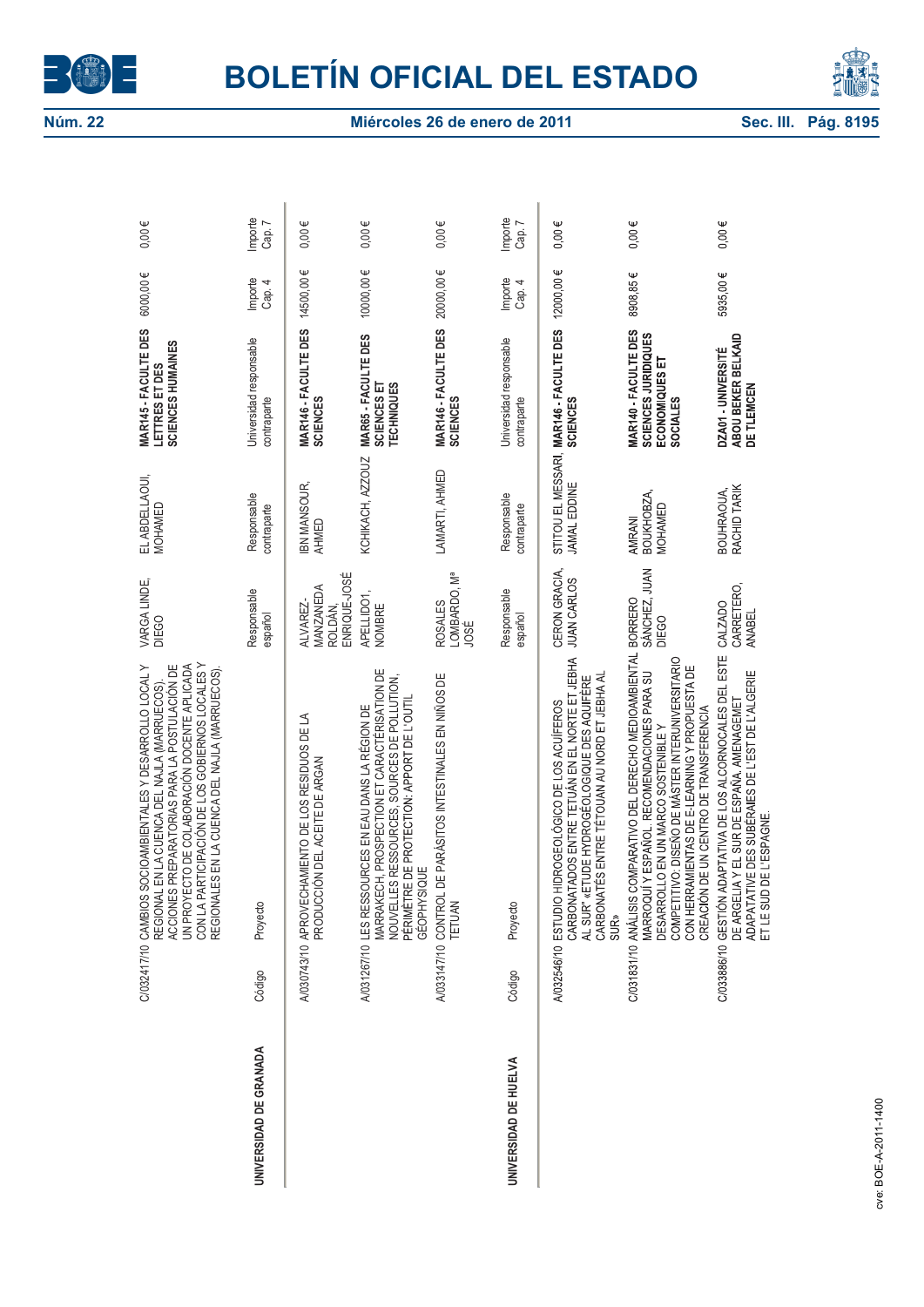| | Código | Proyecto | Responsable español | Responsable contraparte | Universidad responsable contraparte | Importe Cap. 4 | Importe Cap. 7 |
|---|---|---|---|---|---|---|---|
| | C/032417/10 | CAMBIOS SOCIOAMBIENTALES Y DESARROLLO LOCAL Y REGIONAL EN LA CUENCA DEL NAJLA (MARRUECOS). ACCIONES PREPARATORIAS PARA LA POSTULACIÓN DE UN PROYECTO DE COLABORACIÓN DOCENTE APLICADA CON LA PARTICIPACIÓN DE LOS GOBIERNOS LOCALES Y REGIONALES EN LA CUENCA DEL NAJLA (MARRUECOS). | VARGA LINDE, DIEGO | EL ABDELLAOUI, MOHAMED | **MAR145 - FACULTE DES LETTRES ET DES SCIENCES HUMAINES** | 6000,00 € | 0,00 € |
| **UNIVERSIDAD DE GRANADA** | A/030743/10 | APROVECHAMIENTO DE LOS RESIDUOS DE LA PRODUCCIÓN DEL ACEITE DE ARGAN | ALVAREZ-MANZANEDA ROLDÁN, ENRIQUE-JOSÉ | IBN MANSOUR, AHMED | **MAR146 - FACULTE DES SCIENCES** | 14500,00 € | 0,00 € |
| | A/031267/10 | LES RESSOURCES EN EAU DANS LA RÉGION DE MARRAKECH, PROSPECTION ET CARACTÉRISATION DE NOUVELLES RESSOURCES, SOURCES DE POLLUTION, PÉRIMÈTRE DE PROTECTION: APPORT DE L'OUTIL GÉOPHYSIQUE | APELLIDO1, NOMBRE | KCHIKACH, AZZOUZ | **MAR65 - FACULTE DES SCIENCES ET TECHNIQUES** | 10000,00 € | 0,00 € |
| | A/033147/10 | CONTROL DE PARÁSITOS INTESTINALES EN NIÑOS DE TETUAN | ROSALES LOMBARDO, Mª JOSÉ | LAMARTI, AHMED | **MAR146 - FACULTE DES SCIENCES** | 20000,00 € | 0,00 € |
| **UNIVERSIDAD DE HUELVA** | A/032546/10 | ESTUDIO HIDROGEOLÓGICO DE LOS ACUÍFEROS CARBONATADOS ENTRE TETUÁN EN EL NORTE ET JEBHA AL SUR" «ETUDE HYDROGÉOLOGIQUE DES AQUIFÈRE CARBONATÉS ENTRE TÉTOUAN AU NORD ET JEBHA AL SUR» | CERON GRACIA, JUAN CARLOS | STITOU EL MESSARI, JAMAL EDDINE | **MAR146 - FACULTE DES SCIENCES** | 12000,00 € | 0,00 € |
| | C/031831/10 | ANÁLISIS COMPARATIVO DEL DERECHO MEDIOAMBIENTAL MARROQUÍ Y ESPAÑOL. RECOMENDACIONES PARA SU DESARROLLO EN UN MARCO SOSTENIBLE Y COMPETITIVO: DISEÑO DE MÁSTER INTERUNIVERSITARIO CON HERRAMIENTAS DE E-LEARNING Y PROPUESTA DE CREACIÓN DE UN CENTRO DE TRANSFERENCIA | BORRERO SÁNCHEZ, JUAN DIEGO | AMRANI BOUKHOBZA, MOHAMED | **MAR140 - FACULTE DES SCIENCES JURIDIQUES ECONOMIQUES ET SOCIALES** | 8908,85 € | 0,00 € |
| | C/033886/10 | GESTIÓN ADAPTATIVA DE LOS ALCORNOCALES DEL ESTE DE ARGELIA Y EL SUR DE ESPAÑA. AMENAGEMET ADAPATATIVE DES SUBÉRAIES DE L'EST DE L'ALGERIE ET LE SUD DE L'ESPAGNE. | CALZADO CARRETERO, ANABEL | BOUHRAOUA, RACHID TARIK | **DZA01 - UNIVERSITÉ ABOU BEKER BELKAID DE TLEMCEN** | 5935,00 € | 0,00 € |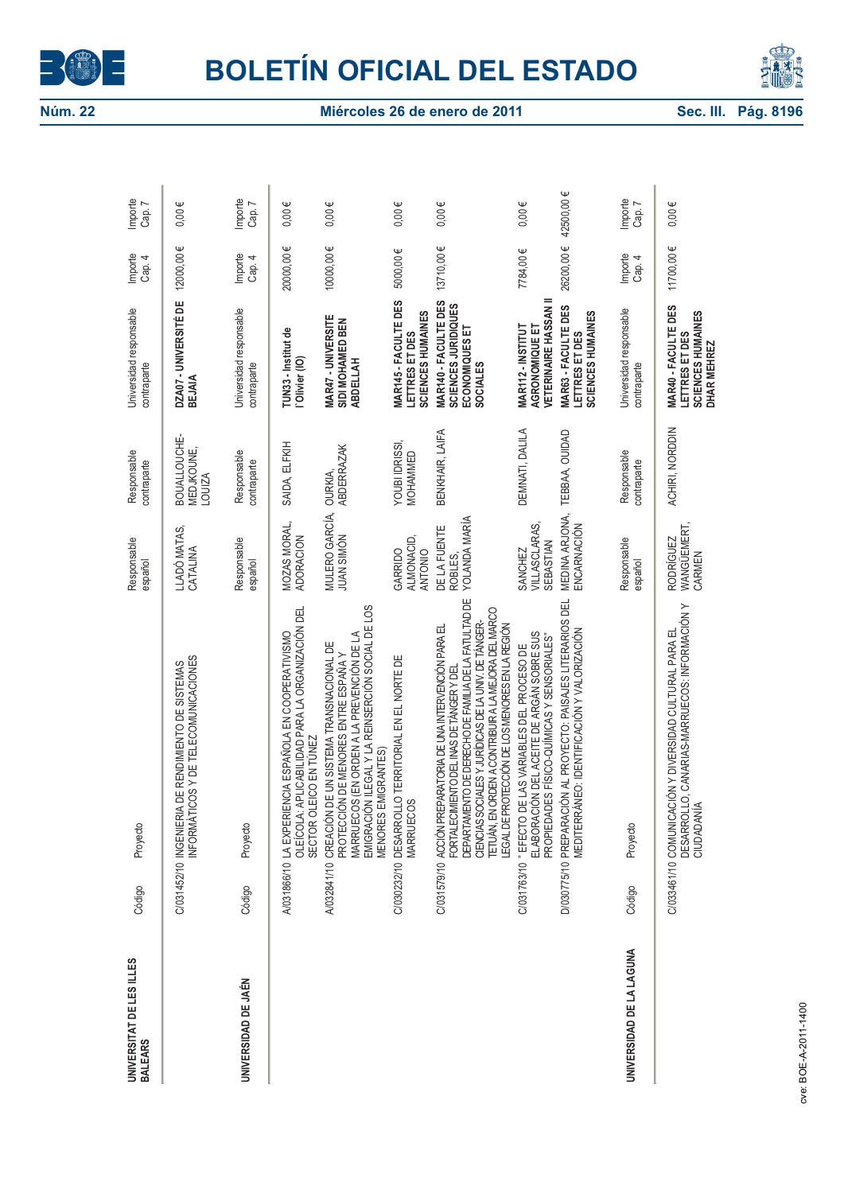| | Código | Proyecto | Responsable español | Responsable contraparte | Universidad responsable contraparte | Importe Cap. 4 | Importe Cap. 7 |
|---|---|---|---|---|---|---|---|
| **UNIVERSITAT DE LES ILLES BALEARS** | | | | | | | |
| | C/031452/10 | INGENIERIA DE RENDIMIENTO DE SISTEMAS INFORMÁTICOS Y DE TELECOMUNICACIONES | LLADÓ MATAS, CATALINA | BOUALLOUCHE-MEDJKOUNE, LOUIZA | **DZA07 - UNIVERSITÉ DE BEJAIA** | 12000,00 € | 0,00 € |
| **UNIVERSIDAD DE JAÉN** | | | | | | | |
| | A/031866/10 | LA EXPERIENCIA ESPAÑOLA EN COOPERATIVISMO OLEÍCOLA: APLICABILIDAD PARA LA ORGANIZACIÓN DEL SECTOR OLEÍCO EN TÚNEZ | MOZAS MORAL, ADORACION | SAIDA, ELFKIH | **TUN33 - Institut de l'Olivier (IO)** | 20000,00 € | 0,00 € |
| | A/032841/10 | CREACIÓN DE UN SISTEMA TRANSNACIONAL DE PROTECCIÓN DE MENORES ENTRE ESPAÑA Y MARRUECOS (EN ORDEN A LA PREVENCIÓN DE LA EMIGRACIÓN ILEGAL Y LA REINSERCIÓN SOCIAL DE LOS MENORES EMIGRANTES) | MULERO GARCÍA, JUAN SIMÓN | OURKIA, ABDERRAZAK | **MAR47 - UNIVERSITE SIDI MOHAMED BEN ABDELLAH** | 10000,00 € | 0,00 € |
| | C/030232/10 | DESARROLLO TERRITORIAL EN EL NORTE DE MARRUECOS | GARRIDO ALMONACID, ANTONIO | YOUBI IDRISSI, MOHAMMED | **MAR145 - FACULTE DES LETTRES ET DES SCIENCES HUMAINES** | 5000,00 € | 0,00 € |
| | C/031579/10 | ACCIÓN PREPARATORIA DE UNA INTERVENCIÓN PARA EL FORTALECIMIENTO DEL INAS DE TÁNGER Y DEL DEPARTAMENTO DE DERECHO DE FAMILIA DE LA FATULTAD DE CIENCIAS SOCIALES Y JURÍDICAS DE LA UNIV. DE TÁNGER-TETUÁN, EN ORDEN A CONTRIBUIR A LA MEJORA DEL MARCO LEGAL DE PROTECCIÓN DE LOS MENORES EN LA REGIÓN | DE LA FUENTE ROBLES, YOLANDA MARÍA | BENKHAIR, LAIFA | **MAR140 - FACULTE DES SCIENCES JURIDIQUES ECONOMIQUES ET SOCIALES** | 13710,00 € | 0,00 € |
| | C/031763/10 | "EFECTO DE LAS VARIABLES DEL PROCESO DE ELABORACIÓN DEL ACEITE DE ARGÁN SOBRE SUS PROPIEDADES FÍSICO-QUÍMICAS Y SENSORIALES" | SANCHEZ VILLASCLARAS, SEBASTIAN | DEMNATI, DALILA | **MAR112 - INSTITUT AGRONOMIQUE ET VETERINAIRE HASSAN II** | 7784,00 € | 0,00 € |
| | D/030775/10 | PREPARACIÓN AL PROYECTO: PAISAJES LITERARIOS DEL MEDITERRÁNEO: IDENTIFICACIÓN Y VALORIZACIÓN | MEDINA ARJONA, ENCARNACIÓN | TEBBAA, OUIDAD | **MAR63 - FACULTE DES LETTRES ET DES SCIENCES HUMAINES** | 26200,00 € | 42500,00 € |
| **UNIVERSIDAD DE LA LAGUNA** | | | | | | | |
| | C/033461/10 | COMUNICACIÓN Y DIVERSIDAD CULTURAL PARA EL DESARROLLO, CANARIAS-MARRUECOS: INFORMACIÓN Y CIUDADANÍA | RODRÍGUEZ WANGÜEMERT, CARMEN | ACHIRI, NORDDIN | **MAR40 - FACULTE DES LETTRES ET DES SCIENCES HUMAINES DHAR MEHREZ** | 11700,00 € | 0,00 € |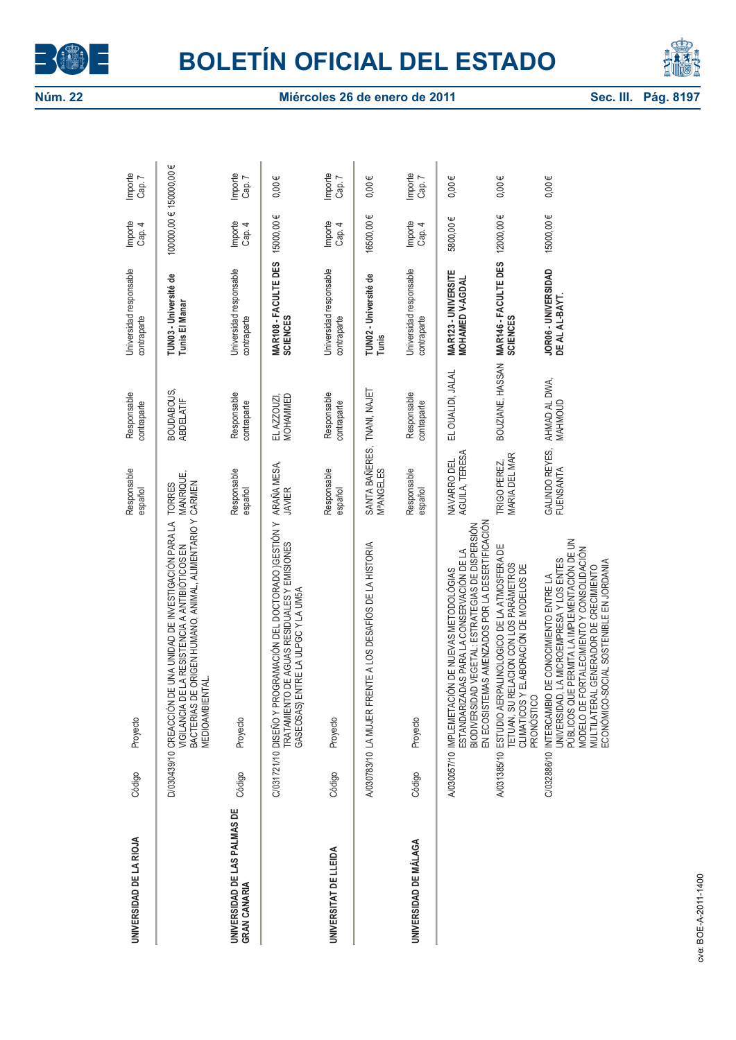| UNIVERSIDAD DE LA RIOJA | Código | Proyecto | Responsable español | Responsable contraparte | Universidad responsable contraparte | Importe Cap. 4 | Importe Cap. 7 |
|---|---|---|---|---|---|---|---|
| | D/030439/10 | CREACCIÓN DE UNA UNIDAD DE INVESTIGACIÓN PARA LA VIGILANCIA DE LA RESISTENCIA A ANTIBIÓTICOS EN BACTERIAS DE ORIGEN HUMANO, ANIMAL, ALIMENTARIO Y MEDIOAMBIENTAL. | TORRES MANRIQUE, CARMEN | BOUDABOUS, ABDELATIF | **TUN03 - Université de Tunis El Manar** | 100000,00 € | 150000,00 € |

| UNIVERSIDAD DE LAS PALMAS DE GRAN CANARIA | Código | Proyecto | Responsable español | Responsable contraparte | Universidad responsable contraparte | Importe Cap. 4 | Importe Cap. 7 |
|---|---|---|---|---|---|---|---|
| | C/031721/10 | DISEÑO Y PROGRAMACIÓN DEL DOCTORADO (GESTIÓN Y TRATAMIENTO DE AGUAS RESIDUALES Y EMISIONES GASEOSAS) ENTRE LA ULPGC Y LA UM5A | ARAÑA MESA, JAVIER | EL AZZOUZI, MOHAMMED | **MAR108 - FACULTE DES SCIENCES** | 15000,00 € | 0,00 € |

| UNIVERSITAT DE LLEIDA | Código | Proyecto | Responsable español | Responsable contraparte | Universidad responsable contraparte | Importe Cap. 4 | Importe Cap. 7 |
|---|---|---|---|---|---|---|---|
| | A/030783/10 | LA MUJER FRENTE A LOS DESAFÍOS DE LA HISTORIA | SANTA BAÑERES, MªANGELES | TNANI, NAJET | **TUN02 - Université de Tunis** | 16500,00 € | 0,00 € |

| UNIVERSIDAD DE MÁLAGA | Código | Proyecto | Responsable español | Responsable contraparte | Universidad responsable contraparte | Importe Cap. 4 | Importe Cap. 7 |
|---|---|---|---|---|---|---|---|
| | A/030057/10 | IMPLEMETACIÓN DE NUEVAS METODOLÓGIAS ESTANDARIZADAS PARA LA CONSERVACIÓN DE LA BIODIVERSIDAD VEGETAL: ESTRATEGIAS DE DISPERSIÓN EN ECOSISTEMAS AMENZADOS POR LA DESERTIFICACIÓN | NAVARRO DEL AGUILA, TERESA | EL OUALIDI, JALAL | **MAR123 - UNIVERSITE MOHAMED V-AGDAL** | 5800,00 € | 0,00 € |
| | A/031385/10 | ESTUDIO AERPALINOLÓGICO DE LA ATMOSFERA DE TETUAN, SU RELACION CON LOS PARÁMETROS CLIMATICOS Y ELABORACIÓN DE MODELOS DE PRONÓSTICO | TRIGO PEREZ, MARIA DEL MAR | BOUZIANE, HASSAN | **MAR146 - FACULTE DES SCIENCES** | 12000,00 € | 0,00 € |
| | C/032886/10 | INTERCAMBIO DE CONOCIMIENTO ENTRE LA UNIVERSIDAD, LA MICROEMPRESA Y LOS ENTES PÚBLICOS QUE PERMITA LA IMPLEMENTACIÓN DE UN MODELO DE FORTALECIMIENTO Y CONSOLIDACIÓN MULTILATERAL GENERADOR DE CRECIMIENTO ECONÓMICO-SOCIAL SOSTENIBLE EN JORDANIA | GALINDO REYES, FUENSANTA | AHMAD AL DWA, MAHMOUD | **JOR06 - UNIVERSIDAD DE AL AL-BAYT.** | 15000,00 € | 0,00 € |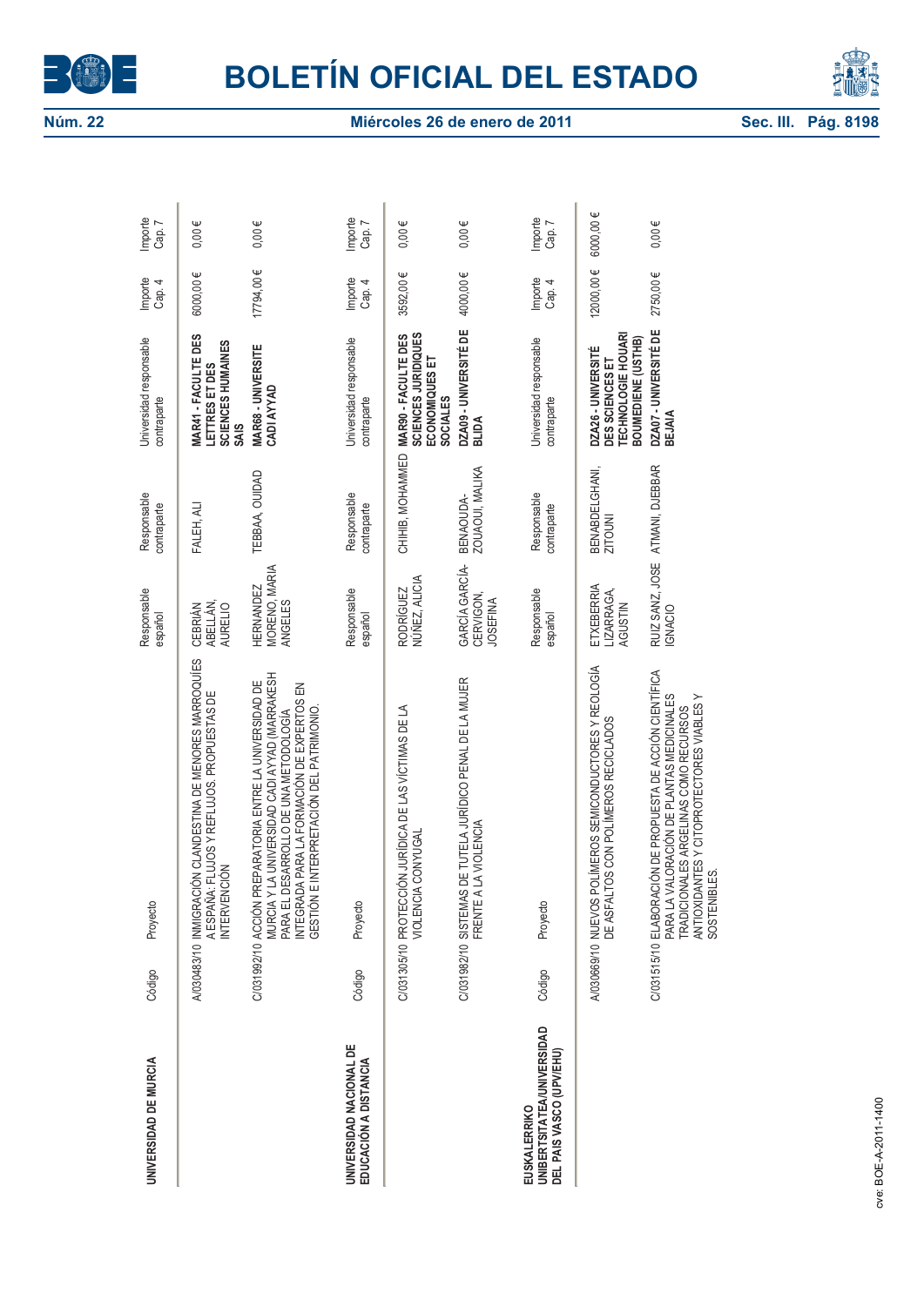| UNIVERSIDAD DE MURCIA | Código | Proyecto | Responsable español | Responsable contraparte | Universidad responsable contraparte | Importe Cap. 4 | Importe Cap. 7 |
|---|---|---|---|---|---|---|---|
| | A/030483/10 | INMIGRACIÓN CLANDESTINA DE MENORES MARROQUÍES A ESPAÑA: FLUJOS Y REFLUJOS. PROPUESTAS DE INTERVENCIÓN | CEBRIÁN ABELLÁN, AURELIO | FALEH, ALI | **MAR41 - FACULTE DES LETTRES ET DES SCIENCES HUMAINES SAIS** | 6000,00 € | 0,00 € |
| | C/031992/10 | ACCIÓN PREPARATORIA ENTRE LA UNIVERSIDAD DE MURCIA Y LA UNIVERSIDAD CADI AYYAD (MARRAKESH PARA EL DESARROLLO DE UNA METODOLOGÍA INTEGRADA PARA LA FORMACIÓN DE EXPERTOS EN GESTIÓN E INTERPRETACIÓN DEL PATRIMONIO. | HERNANDEZ MORENO, MARIA ANGELES | TEBBAA, OUIDAD | **MAR68 - UNIVERSITE CADI AYYAD** | 17794,00 € | 0,00 € |

| UNIVERSIDAD NACIONAL DE EDUCACIÓN A DISTANCIA | Código | Proyecto | Responsable español | Responsable contraparte | Universidad responsable contraparte | Importe Cap. 4 | Importe Cap. 7 |
|---|---|---|---|---|---|---|---|
| | C/031305/10 | PROTECCIÓN JURÍDICA DE LAS VÍCTIMAS DE LA VIOLENCIA CONYUGAL | RODRÍGUEZ NÚÑEZ, ALICIA | CHIHIB, MOHAMMED | **MAR90 - FACULTE DES SCIENCES JURIDIQUES ECONOMIQUES ET SOCIALES** | 3592,00 € | 0,00 € |
| | C/031982/10 | SISTEMAS DE TUTELA JURÍDICO PENAL DE LA MUJER FRENTE A LA VIOLENCIA | GARCÍA GARCÍA-CERVIGON, JOSEFINA | BENAOUDA-ZOUAOUI, MALIKA | **DZA09 - UNIVERSITÉ DE BLIDA** | 4000,00 € | 0,00 € |

| EUSKALERRIKO UNIBERTSITATEA/UNIVERSIDAD DEL PAIS VASCO (UPV/EHU) | Código | Proyecto | Responsable español | Responsable contraparte | Universidad responsable contraparte | Importe Cap. 4 | Importe Cap. 7 |
|---|---|---|---|---|---|---|---|
| | A/030669/10 | NUEVOS POLÍMEROS SEMICONDUCTORES Y REOLOGÍA DE ASFALTOS CON POLÍMEROS RECICLADOS | ETXEBERRIA LIZARRAGA, AGUSTIN | BENABDELGHANI, ZITOUNI | **DZA26 - UNIVERSITÉ DES SCIENCES ET TECHNOLOGIE HOUARI BOUMEDIENE (USTHB)** | 12000,00 € | 6000,00 € |
| | C/031515/10 | ELABORACIÓN DE PROPUESTA DE ACCIÓN CIENTÍFICA PARA LA VALORACIÓN DE PLANTAS MEDICINALES TRADICIONALES ARGELINAS COMO RECURSOS ANTIOXIDANTES Y CITOPROTECTORES VIABLES Y SOSTENIBLES. | RUIZ SANZ, JOSE IGNACIO | ATMANI, DJEBBAR | **DZA07 - UNIVERSITÉ DE BEJAIA** | 2750,00 € | 0,00 € |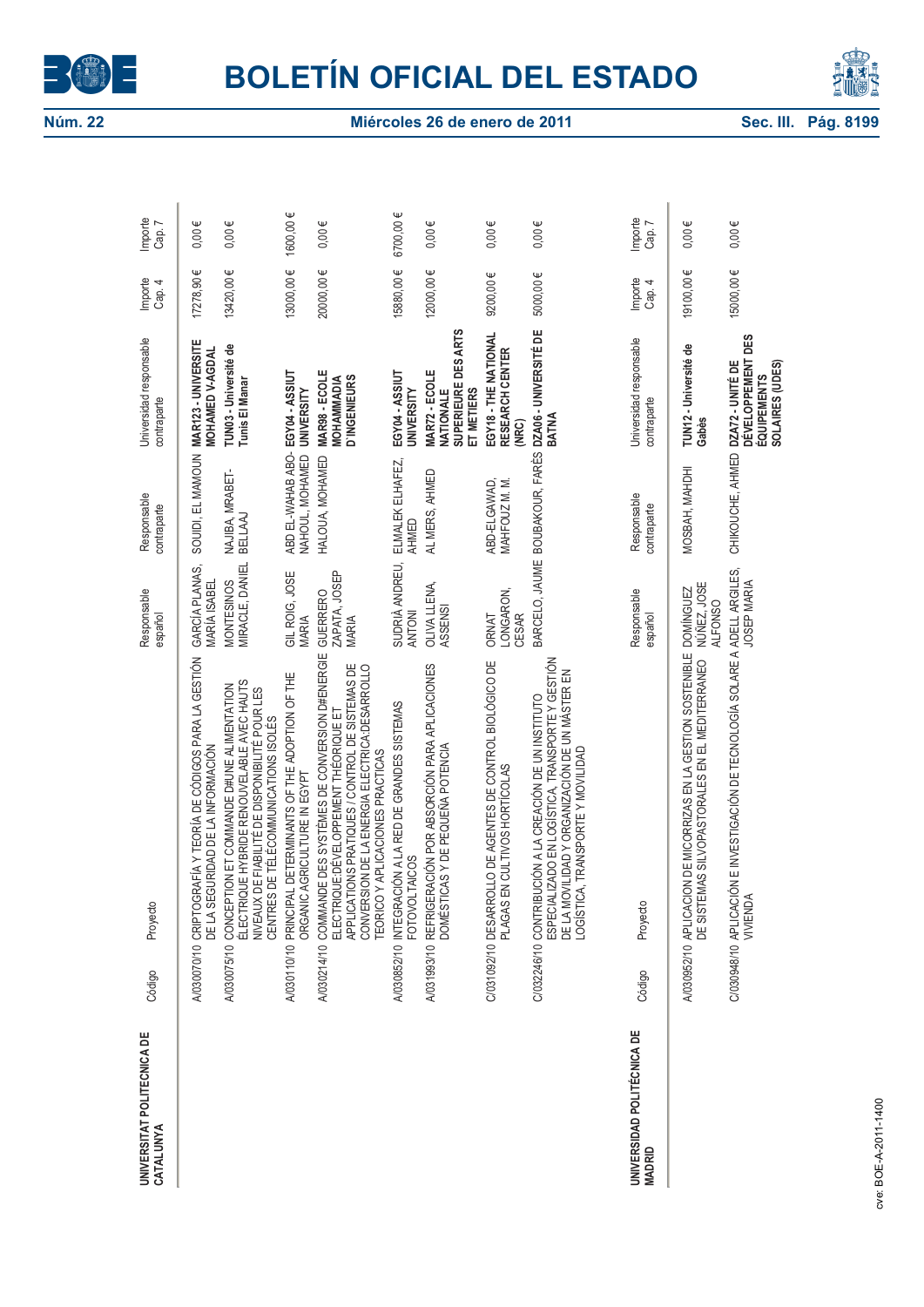| | Código | Proyecto | Responsable español | Responsable contraparte | Universidad responsable contraparte | Importe Cap. 4 | Importe Cap. 7 |
|---|---|---|---|---|---|---|---|
| UNIVERSITAT POLITECNICA DE CATALUNYA | A/030070/10 | CRIPTOGRAFÍA Y TEORÍA DE CÓDIGOS PARA LA GESTIÓN DE LA SEGURIDAD DE LA INFORMACIÓN | GARCÍA PLANAS, MARÍA ISABEL | SOUIDI, EL MAMOUN | **MAR123 - UNIVERSITE MOHAMED V-AGDAL** | 17278,90 € | 0,00 € |
| | A/030075/10 | CONCEPTION ET COMMANDE D#UNE ALIMENTATION ÉLECTRIQUE HYBRIDE RENOUVELABLE AVEC HAUTS NIVEAUX DE FIABILITÉ DE DISPONIBILITÉ POUR LES CENTRES DE TÉLÉCOMMUNICATIONS ISOLÉS | MONTESINOS MIRACLE, DANIEL | NAJIBA, MRABET-BELLAAJ | **TUN03 - Université de Tunis El Manar** | 13420,00 € | 0,00 € |
| | A/030110/10 | PRINCIPAL DETERMINANTS OF THE ADOPTION OF THE ORGANIC AGRICULTURE IN EGYPT | GIL ROIG, JOSE MARIA | ABD EL-WAHAB ABO-NAHOUL, MOHAMED | **EGY04 - ASSIUT UNIVERSITY** | 13000,00 € | 1600,00 € |
| | A/030214/10 | COMMANDE DES SYSTÈMES DE CONVERSION D#ENERGIE ÉLECTRIQUE:DÉVELOPPEMENT THÉORIQUE ET APPLICATIONS PRATIQUES / CONTROL DE SISTEMAS DE CONVERSION DE LA ENERGIA ELECTRICA:DESARROLLO TEORICO Y APLICACIONES PRACTICAS | GUERRERO ZAPATA, JOSEP MARIA | HALOUA, MOHAMED | **MAR98 - ECOLE MOHAMMADIA D'INGENIEURS** | 20000,00 € | 0,00 € |
| | A/030852/10 | INTEGRACIÓN A LA RED DE GRANDES SISTEMAS FOTOVOLTAICOS | SUDRIÀ ANDREU, ANTONI | ELMALEK ELHAFEZ, AHMED | **EGY04 - ASSIUT UNIVERSITY** | 15880,00 € | 6700,00 € |
| | A/031993/10 | REFRIGERACIÓN POR ABSORCIÓN PARA APLICACIONES DOMÉSTICAS Y DE PEQUEÑA POTENCIA | OLIVA LLENA, ASSENSI | AL MERS, AHMED | **MAR72 - ECOLE NATIONALE SUPERIEURE DES ARTS ET METIERS** | 12000,00 € | 0,00 € |
| | C/031092/10 | DESARROLLO DE AGENTES DE CONTROL BIOLÓGICO DE PLAGAS EN CULTIVOS HORTÍCOLAS | ORNAT LONGARON, CESAR | ABD-ELGAWAD, MAHFOUZ M. M. | **EGY18 - THE NATIONAL RESEARCH CENTER (NRC)** | 9200,00 € | 0,00 € |
| | C/032246/10 | CONTRIBUCIÓN A LA CREACIÓN DE UN INSTITUTO ESPECIALIZADO EN LOGÍSTICA, TRANSPORTE Y GESTIÓN DE LA MOVILIDAD Y ORGANIZACIÓN DE UN MÁSTER EN LOGÍSTICA, TRANSPORTE Y MOVILIDAD | BARCELO, JAUME | BOUBAKOUR, FARÈS | **DZA06 - UNIVERSITÉ DE BATNA** | 5000,00 € | 0,00 € |

| | Código | Proyecto | Responsable español | Responsable contraparte | Universidad responsable contraparte | Importe Cap. 4 | Importe Cap. 7 |
|---|---|---|---|---|---|---|---|
| UNIVERSIDAD POLITÉCNICA DE MADRID | A/030952/10 | APLICACION DE MICORRIZAS EN LA GESTION SOSTENIBLE DE SISTEMAS SILVOPASTORALES EN EL MEDITERRANEO | DOMÍNGUEZ NÚÑEZ, JOSE ALFONSO | MOSBAH, MAHDHI | **TUN12 - Université de Gabès** | 19100,00 € | 0,00 € |
| | C/030948/10 | APLICACIÓN E INVESTIGACIÓN DE TECNOLOGÍA SOLARE A LA VIVIENDA | ADELL ARGILES, JOSEP MARIA | CHIKOUCHE, AHMED | **DZA72 - UNITÉ DE DÉVELOPPEMENT DES ÉQUIPEMENTS SOLAIRES (UDES)** | 15000,00 € | 0,00 € |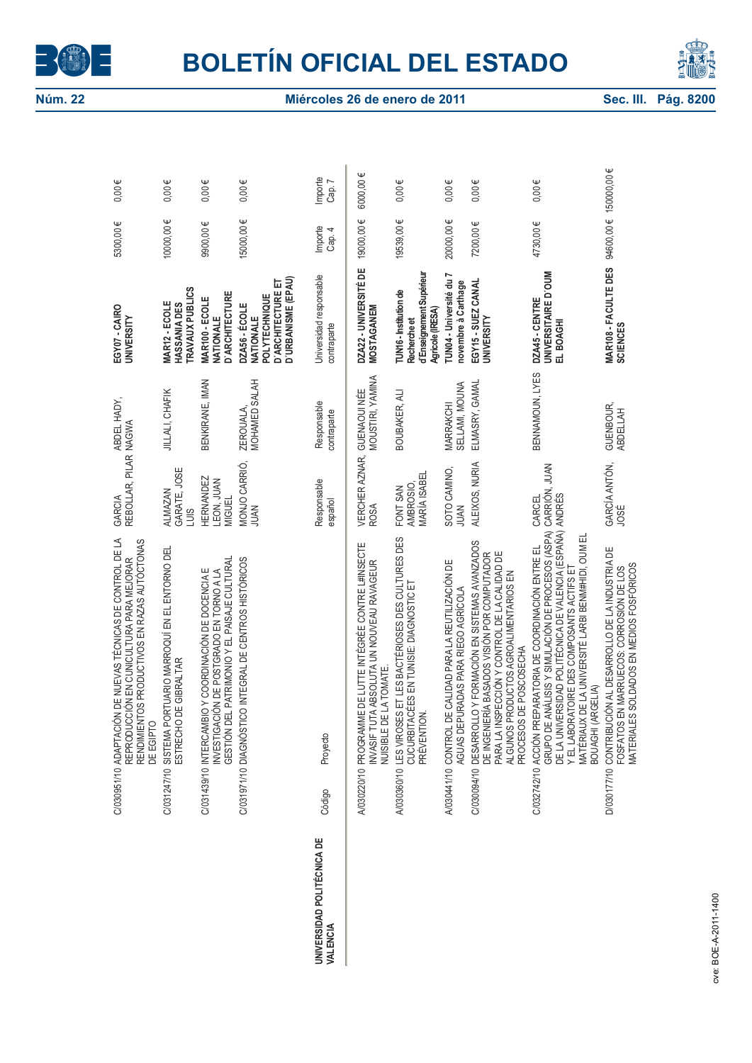| | Código | Proyecto | Responsable español | Responsable contraparte | Universidad responsable contraparte | Importe Cap. 4 | Importe Cap. 7 |
|---|---|---|---|---|---|---|---|
| | C/030951/10 | ADAPTACIÓN DE NUEVAS TÉCNICAS DE CONTROL DE LA REPRODUCCIÓN EN CUNICULTURA PARA MEJORAR RENDIMIENTOS PRODUCTIVOS EN RAZAS AUTÓCTONAS DE EGIPTO | GARCIA REBOLLAR, PILAR | ABDEL HADY, NAGWA | **EGY07 - CAIRO UNIVERSITY** | 5300,00 € | 0,00 € |
| | C/031247/10 | SISTEMA PORTUARIO MARROQUÍ EN EL ENTORNO DEL ESTRECHO DE GIBRALTAR | ALMAZAN GARATE, JOSE LUIS | JILLALI, CHAFIK | **MAR12 - ECOLE HASSANIA DES TRAVAUX PUBLICS** | 10000,00 € | 0,00 € |
| | C/031439/10 | INTERCAMBIO Y COORDINACIÓN DE DOCENCIA E INVESTIGACIÓN DE POSTGRADO EN TORNO A LA GESTIÓN DEL PATRIMONIO Y EL PAISAJE CULTURAL | HERNANDEZ LEON, JUAN MIGUEL | BENKIRANE, IMAN | **MAR100 - ECOLE NATIONALE D'ARCHITECTURE** | 9900,00 € | 0,00 € |
| | C/031971/10 | DIAGNÓSTICO INTEGRAL DE CENTROS HISTÓRICOS | MONJO CARRIÓ, JUAN | ZEROUALA, MOHAMED SALAH | **DZA56 - ÉCOLE NATIONALE POLYTECHNIQUE D'ARCHITECTURE ET D'URBANISME (EPAU)** | 15000,00 € | 0,00 € |
| **UNIVERSIDAD POLITÉCNICA DE VALENCIA** | A/030220/10 | PROGRAMME DE LUTTE INTÉGRÉE CONTRE L#INSECTE INVASIF TUTA ABSOLUTA UN NOUVEAU RAVAGEUR NUISIBLE DE LA TOMATE. | VERCHER AZNAR, ROSA | GUENAOUI NÉE MOUSTIRI, YAMINA | **DZA22 - UNIVERSITÉ DE MOSTAGANEM** | 19000,00 € | 6000,00 € |
| | A/030360/10 | LES VIROSES ET LES BACTÉRIOSES DES CULTURES DES CUCURBITACÉES EN TUNISIE: DIAGNOSTIC ET PRÉVENTION. | FONT SAN AMBROSIO, MARÍA ISABEL | BOUBAKER, ALI | **TUN16 - Institution de Recherche et d'Enseignement Supérieur Agricole (IRESA)** | 19539,00 € | 0,00 € |
| | A/030441/10 | CONTROL DE CALIDAD PARA LA REUTILIZACIÓN DE AGUAS DEPURADAS PARA RIEGO AGRÍCOLA | SOTO CAMINO, JUAN | MARRAKCHI SELLAMI, MOUNA | **TUN04 - Université du 7 novembre à Carthage** | 20000,00 € | 0,00 € |
| | C/030094/10 | DESARROLLO Y FORMACIÓN EN SISTEMAS AVANZADOS DE INGENIERÍA BASADOS VISIÓN POR COMPUTADOR PARA LA INSPECCIÓN Y CONTROL DE LA CALIDAD DE ALGUNOS PRODUCTOS AGROALIMENTARIOS EN PROCESOS DE POSCOSECHA | ALEIXOS, NURIA | ELMASRY, GAMAL | **EGY15 - SUEZ CANAL UNIVERSITY** | 7200,00 € | 0,00 € |
| | C/032742/10 | ACCIÓN PREPARATORIA DE COORDINACIÓN ENTRE EL GRUPO DE ANÁLISIS Y SIMULACIÓN DE PROCESOS (ASPA) DE LA UNIVERSIDAD POLITÉCNICA DE VALENCIA (ESPAÑA) Y EL LABORATOIRE DES COMPOSANTS ACTIFS ET MATÉRIAUX DE LA UNIVERSITÉ LARBI BENM#HIDI, OUM EL BOUAGHI (ARGELIA) | CARCEL CARRIÓN, JUAN ANDRÉS | BENNAMOUN, LYES | **DZA45 - CENTRE UNIVERSITAIRE D'OUM EL BOAGHI** | 4730,00 € | 0,00 € |
| | D/030177/10 | CONTRIBUCIÓN AL DESARROLLO DE LA INDUSTRIA DE FOSFATOS EN MARRUECOS: CORROSIÓN DE LOS MATERIALES SOLDADOS EN MEDIOS FOSFÓRICOS | GARCÍA ANTÓN, JOSÉ | GUENBOUR, ABDELLAH | **MAR108 - FACULTE DES SCIENCES** | 94600,00 € | 150000,00 € |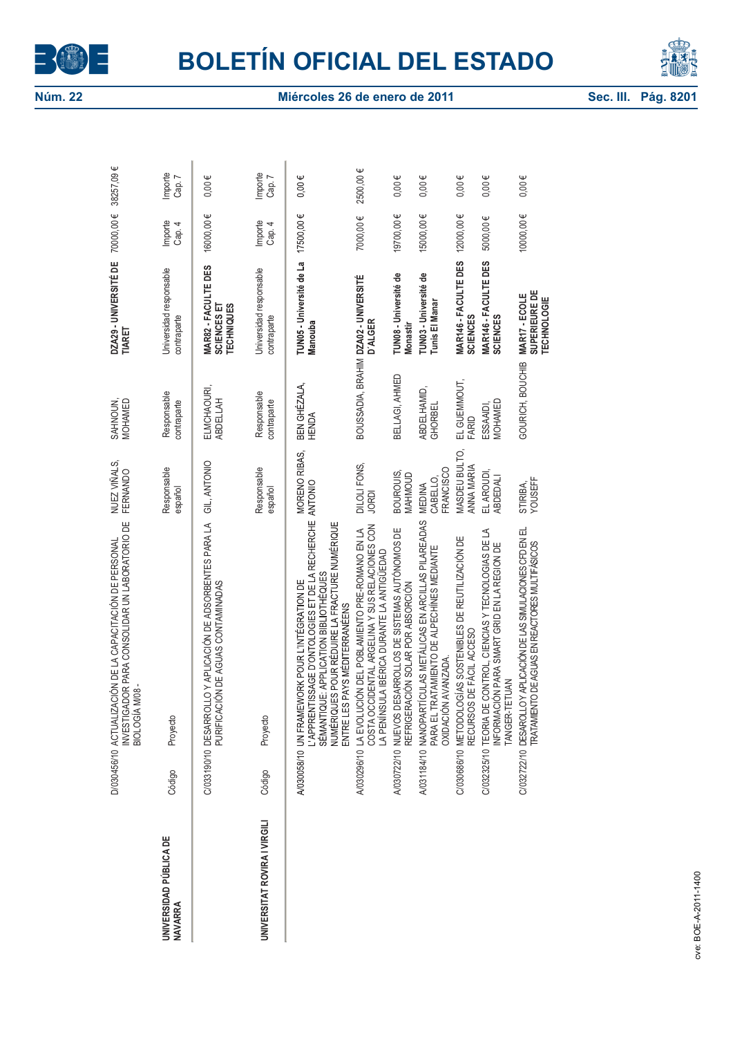| | Código | Proyecto | Responsable español | Responsable contraparte | Universidad responsable contraparte | Importe Cap. 4 | Importe Cap. 7 |
|---|---|---|---|---|---|---|---|
| | D/030456/10 | ACTUALIZACIÓN DE LA CAPACITACIÓN DE PERSONAL INVESTIGADOR PARA CONSOLIDAR UN LABORATORIO DE BIOLOGÍA M08 - | NUEZ VIÑALS, FERNANDO | SAHNOUN, MOHAMED | **DZA29 - UNIVERSITÉ DE TIARET** | 70000,00 € | 38257,09 € |
| **UNIVERSIDAD PÚBLICA DE NAVARRA** | Código | Proyecto | Responsable español | Responsable contraparte | Universidad responsable contraparte | Importe Cap. 4 | Importe Cap. 7 |
| | C/033190/10 | DESARROLLO Y APLICACIÓN DE ADSORBENTES PARA LA PURIFICACIÓN DE AGUAS CONTAMINADAS | GIL, ANTONIO | ELMCHAOURI, ABDELLAH | **MAR82 - FACULTE DES SCIENCES ET TECHNIQUES** | 16000,00 € | 0,00 € |
| **UNIVERSITAT ROVIRA I VIRGILI** | Código | Proyecto | Responsable español | Responsable contraparte | Universidad responsable contraparte | Importe Cap. 4 | Importe Cap. 7 |
| | A/030058/10 | UN FRAMEWORK POUR L'INTÉGRATION DE L'APPRENTISSAGE D'ONTOLOGIES ET DE LA RECHERCHE SÉMANTIQUE: APPLICATION BIBLIOTHÈQUES NUMÉRIQUES POUR RÉDUIRE LA FRACTURE NUMÉRIQUE ENTRE LES PAYS MÉDITERRANÉENS | MORENO RIBAS, ANTONIO | BEN GHÉZALA, HENDA | **TUN05 - Université de La Manouba** | 17500,00 € | 0,00 € |
| | A/030296/10 | LA EVOLUCIÓN DEL POBLAMIENTO PRE-ROMANO EN LA COSTA OCCIDENTAL ARGELINA Y SUS RELACIONES CON LA PENÍNSULA IBÉRICA DURANTE LA ANTIGÜEDAD | DILOLI FONS, JORDI | BOUSSADIA, BRAHIM | **DZA02 - UNIVERSITÉ D'ALGER** | 7000,00 € | 2500,00 € |
| | A/030722/10 | NUEVOS DESARROLLOS DE SISTEMAS AUTÓNOMOS DE REFRIGERACIÓN SOLAR POR ABSORCIÓN | BOUROUIS, MAHMOUD | BELLAGI, AHMED | **TUN08 - Université de Monastir** | 19700,00 € | 0,00 € |
| | A/031184/10 | NANOPARTÍCULAS METÁLICAS EN ARCILLAS PILAREADAS PARA EL TRATAMIENTO DE ALPECHINES MEDIANTE OXIDACIÓN AVANZADA. | MEDINA CABELLO, FRANCISCO | ABDELHAMID, GHORBEL | **TUN03 - Université de Tunis El Manar** | 15000,00 € | 0,00 € |
| | C/030686/10 | METODOLOGÍAS SOSTENIBLES DE REUTILIZACIÓN DE RECURSOS DE FÁCIL ACCESO | MASDEU BULTO, ANNA MARIA | EL GUEMMOUT, FARID | **MAR146 - FACULTE DES SCIENCES** | 12000,00 € | 0,00 € |
| | C/032325/10 | TEORIA DE CONTROL, CIENCIAS Y TECNOLOGIAS DE LA INFORMACION PARA SMART GRID EN LA REGION DE TANGER-TETUAN | EL AROUDI, ABDEDALI | ESSAAIDI, MOHAMED | **MAR146 - FACULTE DES SCIENCES** | 5000,00 € | 0,00 € |
| | C/032722/10 | DESAROLLO Y APLICACIÓN DE LAS SIMULACIONES CFD EN EL TRATAMIENTO DE AGUAS EN REACTORES MULTIFÁSICOS | STIRIBA, YOUSEFF | GOURICH, BOUCHIB | **MAR17 - ECOLE SUPERIEURE DE TECHNOLOGIE** | 10000,00 € | 0,00 € |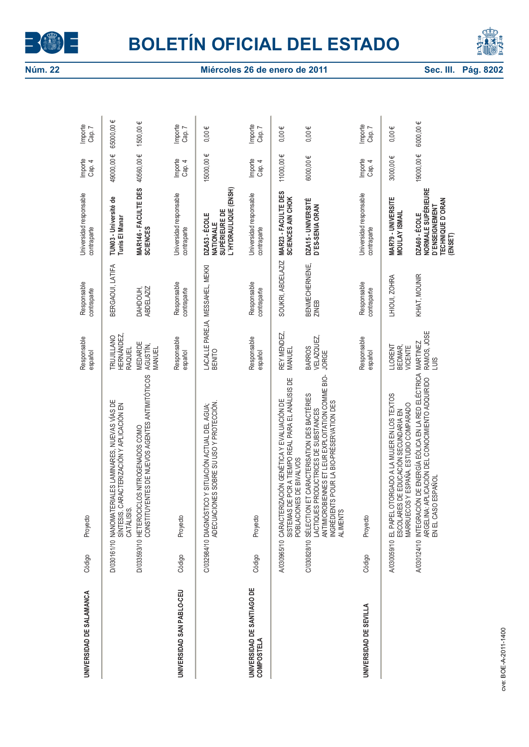| | Código | Proyecto | Responsable español | Responsable contraparte | Universidad responsable contraparte | Importe Cap. 4 | Importe Cap. 7 |
|---|---|---|---|---|---|---|---|
| **UNIVERSIDAD DE SALAMANCA** | | | | | | | |
| | D/030161/10 | NANOMATERIALES LAMINARES, NUEVAS VÍAS DE SÍNTESIS. CARACTERIZACIÓN Y APLICACIÓN EN CATÁLISIS. | TRUJILLANO HERNÁNDEZ, RAQUEL | BERGAOUI, LATIFA | **TUN03 - Université de Tunis El Manar** | 49000,00 € | 65000,00 € |
| | D/033593/10 | HETEROCICLOS NITROGENADOS COMO CONSTITUYENTES DE NUEVOS AGENTES ANTIMITÓTICOS | MEDARDE AGUSTÍN, MANUEL | DAHDOUH, ABDELAZIZ | **MAR146 - FACULTE DES SCIENCES** | 40560,00 € | 1500,00 € |
| **UNIVERSIDAD SAN PABLO-CEU** | | | | | | | |
| | C/032984/10 | DIAGNÓSTICO Y SITUACIÓN ACTUAL DEL AGUA; ADECUACIONES SOBRE SU USO Y PROTECCIÓN. | LACALLE PAREJA, BENITO | MESSAHEL, MEKKI | **DZA53 - ÉCOLE NATIONALE SUPÉRIEURE DE L'HYDRAULIQUE (ENSH)** | 15000,00 € | 0,00 € |
| **UNIVERSIDAD DE SANTIAGO DE COMPOSTELA** | | | | | | | |
| | A/030965/10 | CARACTERIZACIÓN GENÉTICA Y EVALUACIÓN DE SISTEMAS DE PCR A TIEMPO REAL PARA EL ANÁLISIS DE POBLACIONES DE BIVALVOS | REY MENDEZ, MANUEL | SOUKRI, ABDELAZIZ | **MAR23 - FACULTE DES SCIENCES AIN CHOK** | 11000,00 € | 0,00 € |
| | C/030828/10 | SÉLECTION ET CARACTERISATION DES BACTÉRIES LACTIQUES PRODUCTRICES DE SUBSTANCES ANTIMICROBIENNES ET LEUR EXPLOITATION COMME BIO-INGRÉDIENTS POUR LA BIO-PRÉSERVATION DES ALIMENTS | BARROS VELAZQUEZ, JORGE | BENMECHERNENE, ZINEB | **DZA15 - UNIVERSITÉ D'ES-SENIA ORAN** | 6000,00 € | 0,00 € |
| **UNIVERSIDAD DE SEVILLA** | | | | | | | |
| | A/030059/10 | EL PAPEL OTORGADO A LA MUJER EN LOS TEXTOS ESCOLARES DE EDUCACIÓN SECUNDARIA EN MARRUECOS Y ESPAÑA. ESTUDIO COMPARADO | LLORENT BEDMAR, VICENTE | LHIOUI, ZOHRA | **MAR79 - UNIVERSITE MOULAY ISMAIL** | 3000,00 € | 0,00 € |
| | A/030124/10 | INTEGRACIÓN DE ENERGÍA EÓLICA EN LA RED ELÉCTRICA ARGELINA: APLICACIÓN DEL CONOCIMIENTO ADQUIRIDO EN EL CASO ESPAÑOL | MARTINEZ RAMOS, JOSE LUIS | KHIAT, MOUNIR | **DZA60 - ÉCOLE NORMALE SUPÉRIEURE D'ENSEIGNEMENT TECHNIQUE D'ORAN (ENSET)** | 19000,00 € | 6000,00 € |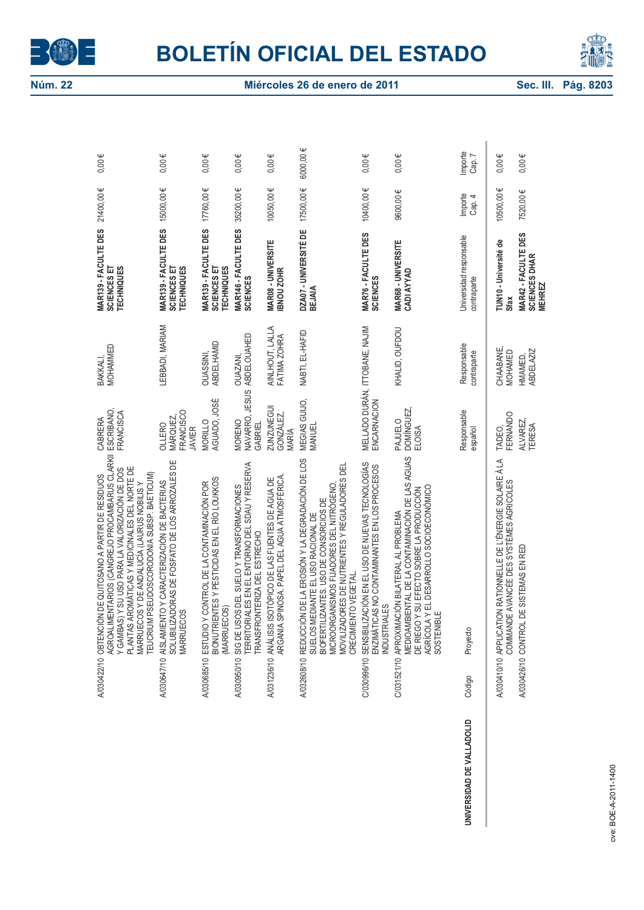| Código | Proyecto | Responsable español | Responsable contraparte | Universidad responsable contraparte | Importe Cap. 4 | Importe Cap. 7 |
|---|---|---|---|---|---|---|
| A/030422/10 | OBTENCIÓN DE QUITOSANO A PARTIR DE RESIDUOS AGROALIMENTARIOS (CANGREJO PROCAMBARUS CLARKII Y GAMBAS) Y SU USO PARA LA VALORIZACIÓN DE DOS PLANTAS AROMÁTICAS Y MEDICINALES DEL NORTE DE MARRUECOS Y DE ANDALUCÍA (LAURUS NOBILIS Y TEUCRIUM PSEUDOSCORODONIA SUBSP. BAETICUM) | CABRERA ESCRIBANO, FRANCISCA | BAKKALI, MOHAMMED | **MAR139 - FACULTE DES SCIENCES ET TECHNIQUES** | 21400,00 € | 0,00 € |
| A/030647/10 | AISLAMIENTO Y CARACTERIZACIÓN DE BACTERIAS SOLUBILIZADORAS DE FOSFATO DE LOS ARROZALES DE MARRUECOS | OLLERO MÁRQUEZ, FRANCISCO JAVIER | LEBBADI, MARIAM | **MAR139 - FACULTE DES SCIENCES ET TECHNIQUES** | 15000,00 € | 0,00 € |
| A/030685/10 | ESTUDIO Y CONTROL DE LA CONTAMINACIÓN POR BIONUTRIENTES Y PESTICIDAS EN EL RÍO LOUKKOS (MARRUECOS) | MORILLO AGUADO, JOSÉ | OUASSINI, ABDELHAMID | **MAR139 - FACULTE DES SCIENCES ET TECHNIQUES** | 17760,00 € | 0,00 € |
| A/030950/10 | SIG DE USOS DEL SUELO Y TRANSFORMACIONES TERRITORIALES EN EL ENTORNO DEL SDAU Y RESERVA TRANSFRONTERIZA DEL ESTRECHO | MORENO NAVARRO, JESUS GABRIEL | OUAZANI, ABDELOUAHED | **MAR146 - FACULTE DES SCIENCES** | 35200,00 € | 0,00 € |
| A/031236/10 | ANÁLISIS ISOTÓPICO DE LAS FUENTES DE AGUA DE ARGANIA SPINOSA. PAPEL DEL AGUA ATMOSFÉRICA. | ZUNZUNEGUI GONZÁLEZ, MARÍA | AINLHOUT, LALLA FATIMA ZOHRA | **MAR08 - UNIVERSITE IBNOU ZOHR** | 10050,00 € | 0,00 € |
| A/032608/10 | REDUCCIÓN DE LA EROSIÓN Y LA DEGRADACIÓN DE LOS SUELOS MEDIANTE EL USO RACIONAL DE BIOFERTILIZANTES. USO DE CONSORCIOS DE MICROORGANISMOS FIJADORES DEL NITRÓGENO, MOVILIZADORES DE NUTRIENTES Y REGULADORES DEL CRECIMIENTO VEGETAL. | MEGIAS GUIJO, MANUEL | NABTI, EL-HAFID | **DZA07 - UNIVERSITÉ DE BEJAIA** | 17500,00 € | 6000,00 € |
| C/030996/10 | SENSIBILIZACIÓN EN EL USO DE NUEVAS TECNOLOGÍAS ENZIMÁTICAS NO CONTAMINANTES EN LOS PROCESOS INDUSTRIALES | MELLADO DURÁN, ENCARNACIÓN | ITTOBANE, NAJIM | **MAR76 - FACULTE DES SCIENCES** | 10400,00 € | 0,00 € |
| C/031521/10 | APROXIMACIÓN BILATERAL AL PROBLEMA MEDIOAMBIENTAL DE LA CONTAMINACIÓN DE LAS AGUAS DE RIEGO Y SU EFECTO SOBRE LA PRODUCCIÓN AGRÍCOLA Y EL DESARROLLO SOCIOECONÓMICO SOSTENIBLE | PAJUELO DOMÍNGUEZ, ELOISA | KHALID, OUFDOU | **MAR68 - UNIVERSITE CADI AYYAD** | 9600,00 € | 0,00 € |

**UNIVERSIDAD DE VALLADOLID**

| Código | Proyecto | Responsable español | Responsable contraparte | Universidad responsable contraparte | Importe Cap. 4 | Importe Cap. 7 |
|---|---|---|---|---|---|---|
| A/030410/10 | APPLICATION RATIONNELLE DE L'ÉNERGIE SOLAIRE À LA COMMANDE AVANCÉE DES SYSTÈMES AGRICOLES | TADEO, FERNANDO | CHAABANE, MOHAMED | **TUN10 - Université de Sfax** | 10500,00 € | 0,00 € |
| A/030426/10 | CONTROL DE SISTEMAS EN RED | ALVAREZ, TERESA | HMAMED, ABDELAZIZ | **MAR42 - FACULTE DES SCIENCES DHAR MEHREZ** | 7520,00 € | 0,00 € |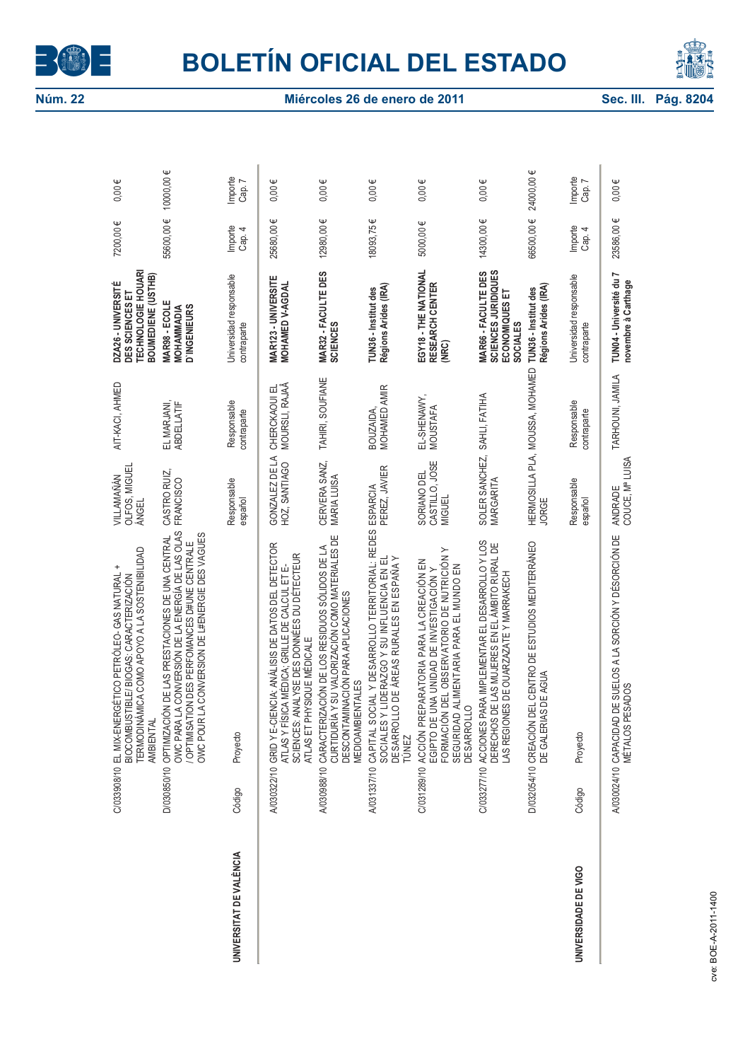| | Código | Proyecto | Responsable español | Responsable contraparte | Universidad responsable contraparte | Importe Cap. 4 | Importe Cap. 7 |
|---|---|---|---|---|---|---|---|
| | C/033908/10 | EL MIX-ENERGÉTICO PETRÓLEO- GAS NATURAL + BIOCOMBUSTIBLE/ BIOGAS: CARACTERIZACIÓN TERMODINÁMICA COMO APOYO A LA SOSTENIBILIDAD AMBIENTAL | VILLAMAÑÁN OLFOS, MIGUEL ÁNGEL | AIT-KACI, AHMED | **DZA26 - UNIVERSITÉ DES SCIENCES ET TECHNOLOGIE HOUARI BOUMEDIENE (USTHB)** | 7200,00 € | 0,00 € |
| | D/030850/10 | OPTIMIZACIÓN DE LAS PRESTACIONES DE UNA CENTRAL OWC PARA LA CONVERSIÓN DE LA ENERGÍA DE LAS OLAS / OPTIMISATION DES PERFOMANCES D#UNE CENTRALE OWC POUR LA CONVERSION DE L#ENERGIE DES VAGUES | CASTRO RUIZ, FRANCISCO | EL MARJANI, ABDELLATIF | **MAR88 - ECOLE MOHAMMADIA D'INGENIEURS** | 55600,00 € | 10000,00 € |
| **UNIVERSITAT DE VALÈNCIA** | Código | Proyecto | Responsable español | Responsable contraparte | Universidad responsable contraparte | Importe Cap. 4 | Importe Cap. 7 |
| | A/030322/10 | GRID Y E-CIENCIA: ANÁLISIS DE DATOS DEL DETECTOR ATLAS Y FÍSICA MÉDICA; GRILLE DE CALCUL ET E-SCIENCES: ANALYSE DES DONNÉES DU DÉTECTEUR ATLAS ET PHYSIQUE MÉDICALE | GONZALEZ DE LA HOZ, SANTIAGO | CHERCKAOUI EL MOURSLI, RAJAÂ | **MAR123 - UNIVERSITE MOHAMED V-AGDAL** | 25680,00 € | 0,00 € |
| | A/030988/10 | CARACTERIZACIÓN DE LOS RESIDUOS SÓLIDOS DE LA CURTIDURÍA Y SU VALORIZACIÓN COMO MATERIALES DE DESCONTAMINACIÓN PARA APLICACIONES MEDIOAMBIENTALES | CERVERA SANZ, MARIA LUISA | TAHIRI, SOUFIANE | **MAR32 - FACULTE DES SCIENCES** | 12980,00 € | 0,00 € |
| | A/031337/10 | CAPITAL SOCIAL Y DESARROLLO TERRITORIAL: REDES SOCIALES Y LIDERAZGO Y SU INFLUENCIA EN EL DESARROLLO DE ÁREAS RURALES EN ESPAÑA Y TÚNEZ | ESPARCIA PEREZ, JAVIER | BOUZAIDA, MOHAMED AMIR | **TUN36 - Institut des Régions Arides (IRA)** | 18093,75 € | 0,00 € |
| | C/031289/10 | ACCIÓN PREPARATORIA PARA LA CREACIÓN EN EGIPTO DE UNA UNIDAD DE INVESTIGACIÓN Y FORMACIÓN DEL OBSERVATORIO DE NUTRICIÓN Y SEGURIDAD ALIMENTARIA PARA EL MUNDO EN DESARROLLO | SORIANO DEL CASTILLO, JOSE MIGUEL | EL-SHENAWY, MOUSTAFA | **EGY18 - THE NATIONAL RESEARCH CENTER (NRC)** | 5000,00 € | 0,00 € |
| | C/033277/10 | ACCIONES PARA IMPLEMENTAR EL DESARROLLO Y LOS DERECHOS DE LAS MUJERES EN EL ÁMBITO RURAL DE LAS REGIONES DE OUARZAZATE Y MARRAKECH | SOLER SANCHEZ, MARGARITA | SAHLI, FATIHA | **MAR66 - FACULTE DES SCIENCES JURIDIQUES ECONOMIQUES ET SOCIALES** | 14300,00 € | 0,00 € |
| | D/032054/10 | CREACIÓN DEL CENTRO DE ESTUDIOS MEDITERRÁNEO DE GALERIAS DE AGUA | HERMOSILLA PLA, JORGE | MOUSSA, MOHAMED | **TUN36 - Institut des Régions Arides (IRA)** | 66500,00 € | 24000,00 € |
| **UNIVERSIDADE DE VIGO** | Código | Proyecto | Responsable español | Responsable contraparte | Universidad responsable contraparte | Importe Cap. 4 | Importe Cap. 7 |
| | A/030024/10 | CAPACIDAD DE SUELOS A LA SORCIÓN Y DÉSORCIÓN DE METALOS PESADOS | ANDRADE COUCE, Mª LUISA | TARHOUNI, JAMILA | **TUN04 - Université du 7 novembre à Carthage** | 23586,00 € | 0,00 € |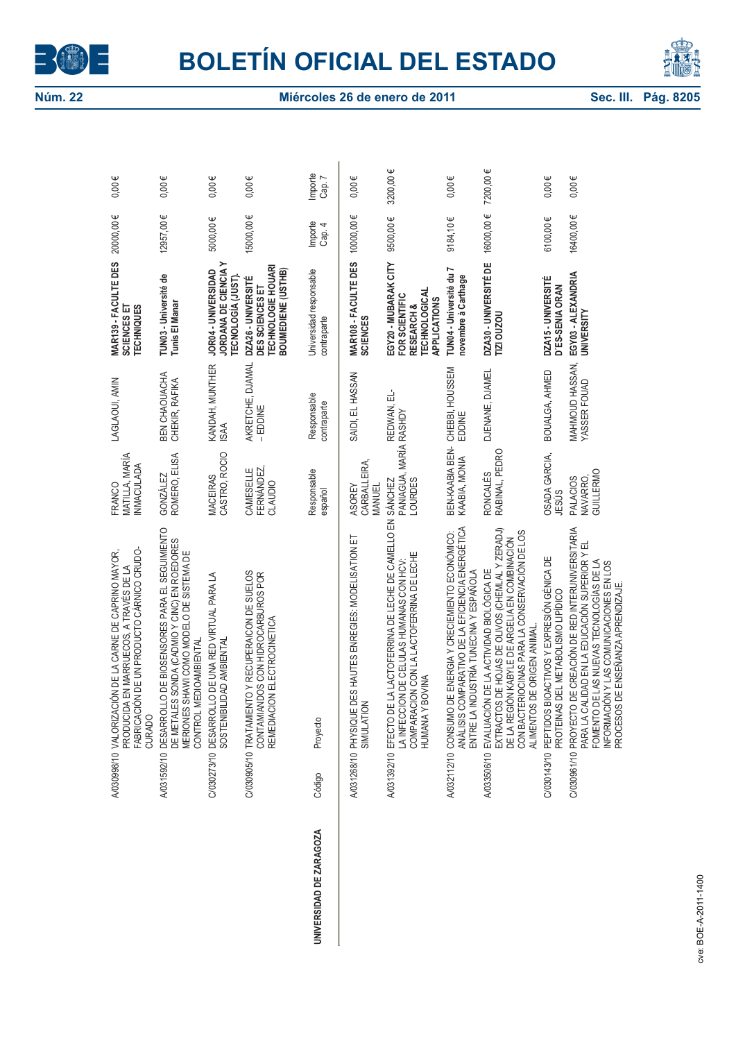| Código | Proyecto | Responsable español | Responsable contraparte | Universidad responsable contraparte | Importe Cap. 4 | Importe Cap. 7 |
|---|---|---|---|---|---|---|
| A/030998/10 | VALORIZACIÓN DE LA CARNE DE CAPRINO MAYOR, PRODUCIDA EN MARRUECOS, A TRAVÉS DE LA FABRICACIÓN DE UN PRODUCTO CÁRNICO CRUDO-CURADO | FRANCO MATILLA, MARÍA INMACULADA | LAGLAOUI, AMIN | **MAR139 - FACULTE DES SCIENCES ET TECHNIQUES** | 20000,00 € | 0,00 € |
| A/031592/10 | DESARROLLO DE BIOSENSORES PARA EL SEGUIMIENTO DE METALES SONDA (CADMIO Y CINC) EN ROEDORES MERIONES SHAWI COMO MODELO DE SISTEMA DE CONTROL MEDIOAMBIENTAL | GONZÁLEZ ROMERO, ELISA | BEN CHAOUACHA CHEKIR, RAFIKA | **TUN03 - Université de Tunis El Manar** | 12957,00 € | 0,00 € |
| C/030273/10 | DESARROLLO DE UNA RED VIRTUAL PARA LA SOSTENIBILIDAD AMBIENTAL | MACEIRAS CASTRO, ROCIO | KANDAH, MUNTHER ISAA | **JOR04 - UNIVERSIDAD JORDANA DE CIENCIA Y TECNOLOGÍA (JUST).** | 5000,00 € | 0,00 € |
| C/030905/10 | TRATAMIENTO Y RECUPERAICON DE SUELOS CONTAMIANDOS CON HIDROCARBUROS POR REMEDIACION ELECTROCINETICA | CAMESELLE FERNÁNDEZ, CLAUDIO | AKRETCHE, DJAMAL - EDDINE | **DZA26 - UNIVERSITÉ DES SCIENCES ET TECHNOLOGIE HOUARI BOUMEDIENE (USTHB)** | 15000,00 € | 0,00 € |

**UNIVERSIDAD DE ZARAGOZA**

| Código | Proyecto | Responsable español | Responsable contraparte | Universidad responsable contraparte | Importe Cap. 4 | Importe Cap. 7 |
|---|---|---|---|---|---|---|
| A/031268/10 | PHYSIQUE DES HAUTES ENREGIES: MODELISATION ET SIMULATION | ASOREY CARBALLEIRA, MANUEL | SAIDI, EL HASSAN | **MAR108 - FACULTE DES SCIENCES** | 10000,00 € | 0,00 € |
| A/031392/10 | EFECTO DE LA LACTOFERRINA DE LECHE DE CAMELLO EN LA INFECCION DE CELULAS HUMANAS CON HCV: COMPARACION CON LA LACTOFERRINA DE LECHE HUMANA Y BOVINA | SÁNCHEZ PANIAGUA, MARÍA LOURDES | REDWAN, EL-RASHDY | **EGY20 - MUBARAK CITY FOR SCIENTIFIC RESEARCH & TECHNOLOGICAL APPLICATIONS** | 9500,00 € | 3200,00 € |
| A/032112/10 | CONSUMO DE ENERGIA Y CRECIEMIENTO ECONÓMICO: ANÁLISIS COMPARATIVO DE LA EFICIENCIA ENERGÉTICA ENTRE LA INDUSTRIA TUNECINA Y ESPAÑOLA | BEN-KAABIA BEN-KAABIA, MONIA | CHEBBI, HOUSSEM EDDINE | **TUN04 - Université du 7 novembre à Carthage** | 9184,10 € | 0,00 € |
| A/033506/10 | EVALUACIÓN DE LA ACTIVIDAD BIOLÓGICA DE EXTRACTOS DE HOJAS DE OLIVOS (CHEMLAL Y ZERADJ) DE LA REGIÓN KABYLE DE ARGELIA EN COMBINACIÓN CON BACTERIOCINAS PARA LA CONSERVACIÓN DE LOS ALIMENTOS DE ORIGEN ANIMAL. | RONCALÉS RABINAL, PEDRO | DJENANE, DJAMEL | **DZA30 - UNIVERSITÉ DE TIZI OUZOU** | 16000,00 € | 7200,00 € |
| C/030143/10 | PEPTIDOS BIOACTIVOS Y EXPRESIÓN GÉNICA DE PROTEINAS DEL METABOLISMO LIPÍDICO | OSADA GARCIA, JESÚS | BOUALGA, AHMED | **DZA15 - UNIVERSITÉ D'ES-SENIA ORAN** | 6100,00 € | 0,00 € |
| C/030961/10 | PROYECTO DE CREACIÓN DE RED INTERUNIVERSITARIA PARA LA CALIDAD EN LA EDUCACIÓN SUPERIOR Y EL FOMENTO DE LAS NUEVAS TECNOLOGÍAS DE LA INFORMACIÓN Y LAS COMUNICACIONES EN LOS PROCESOS DE ENSEÑANZA APRENDIZAJE. | PALACIOS NAVARRO, GUILLERMO | MAHMOUD HASSAN, YASSER FOUAD | **EGY03 - ALEXANDRIA UNIVERSITY** | 16400,00 € | 0,00 € |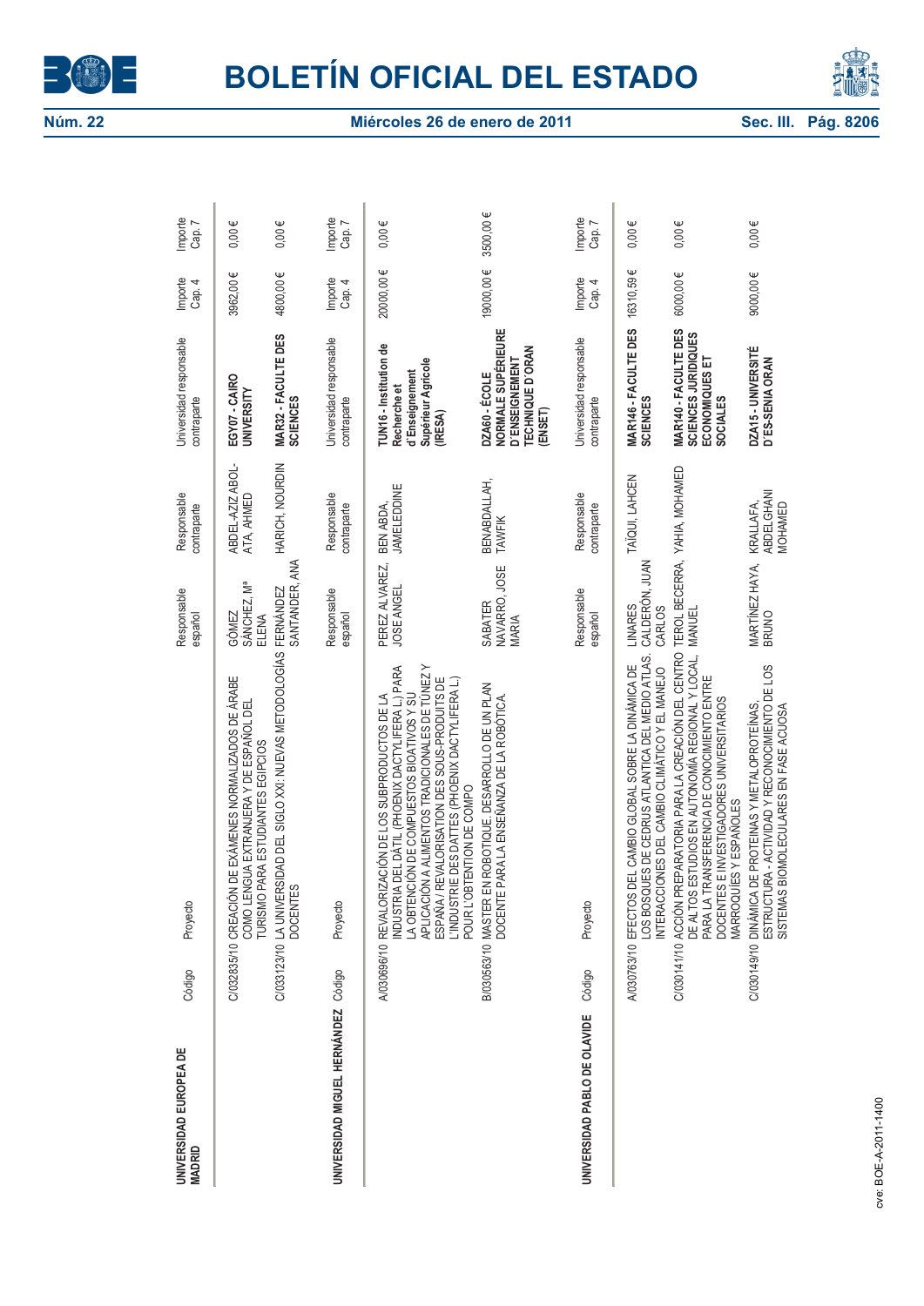| UNIVERSIDAD EUROPEA DE MADRID | Código | Proyecto | Responsable español | Responsable contraparte | Universidad responsable contraparte | Importe Cap. 4 | Importe Cap. 7 |
|---|---|---|---|---|---|---|---|
| | C/032835/10 | CREACIÓN DE EXÁMENES NORMALIZADOS DE ÁRABE COMO LENGUA EXTRANJERA Y DE ESPAÑOL DEL TURISMO PARA ESTUDIANTES EGIPCIOS | GÓMEZ SÁNCHEZ, Mª ELENA | ABDEL-AZIZ ABOL-ATA, AHMED | **EGY07 - CAIRO UNIVERSITY** | 3962,00 € | 0,00 € |
| | C/033123/10 | LA UNIVERSIDAD DEL SIGLO XXI: NUEVAS METODOLOGÍAS DOCENTES | FERNÁNDEZ SANTANDER, ANA | HARICH, NOURDIN | **MAR32 - FACULTE DES SCIENCES** | 4800,00 € | 0,00 € |

| UNIVERSIDAD MIGUEL HERNÁNDEZ | Código | Proyecto | Responsable español | Responsable contraparte | Universidad responsable contraparte | Importe Cap. 4 | Importe Cap. 7 |
|---|---|---|---|---|---|---|---|
| | A/030696/10 | REVALORIZACIÓN DE LOS SUBPRODUCTOS DE LA INDUSTRIA DEL DÁTIL (PHOENIX DACTYLIFERA L.) PARA LA OBTENCIÓN DE COMPUESTOS BIOATIVOS Y SU APLICACIÓN A ALIMENTOS TRADICIONALES DE TÚNEZ Y ESPAÑA / REVALORISATION DES SOUS-PRODUITS DE L'INDUSTRIE DES DATTES (PHOENIX DACTYLIFERA L.) POUR L'OBTENTION DE COMPO | PEREZ ALVAREZ, JOSE ANGEL | BEN ABDA, JAMELEDDINE | **TUN16 - Institution de Recherche et d'Enseignement Supérieur Agricole (IRESA)** | 20000,00 € | 0,00 € |
| | B/030563/10 | MASTER EN ROBOTIQUE. DESARROLLO DE UN PLAN DOCENTE PARA LA ENSEÑANZA DE LA ROBÓTICA. | SABATER NAVARRO, JOSE MARIA | BENABDALLAH, TAWFIK | **DZA60 - ÉCOLE NORMALE SUPÉRIEURE D'ENSEIGNEMENT TECHNIQUE D'ORAN (ENSET)** | 19000,00 € | 3500,00 € |

| UNIVERSIDAD PABLO DE OLAVIDE | Código | Proyecto | Responsable español | Responsable contraparte | Universidad responsable contraparte | Importe Cap. 4 | Importe Cap. 7 |
|---|---|---|---|---|---|---|---|
| | A/030763/10 | EFECTOS DEL CAMBIO GLOBAL SOBRE LA DINÁMICA DE LOS BOSQUES DE CEDRUS ATLANTICA DEL MEDIO ATLAS. INTERACCIONES DEL CAMBIO CLIMÁTICO Y EL MANEJO | LINARES CALDERÓN, JUAN CARLOS | TAÏQUI, LAHCEN | **MAR146 - FACULTE DES SCIENCES** | 16310,59 € | 0,00 € |
| | C/030141/10 | ACCIÓN PREPARATORIA PARA LA CREACIÓN DEL CENTRO DE ALTOS ESTUDIOS EN AUTONOMÍA REGIONAL Y LOCAL, PARA LA TRANSFERENCIA DE CONOCIMIENTO ENTRE DOCENTES E INVESTIGADORES UNIVERSITARIOS MARROQUÍES Y ESPAÑOLES | TEROL BECERRA, MANUEL | YAHIA, MOHAMED | **MAR140 - FACULTE DES SCIENCES JURIDIQUES ECONOMIQUES ET SOCIALES** | 6000,00 € | 0,00 € |
| | C/030149/10 | DINÁMICA DE PROTEÍNAS Y METALOPROTEÍNAS. ESTRUCTURA - ACTIVIDAD Y RECONOCIMIENTO DE LOS SISTEMAS BIOMOLECULARES EN FASE ACUOSA | MARTÍNEZ HAYA, BRUNO | KRALLAFA, ABDELGHANI MOHAMED | **DZA15 - UNIVERSITÉ D'ES-SENIA ORAN** | 9000,00 € | 0,00 € |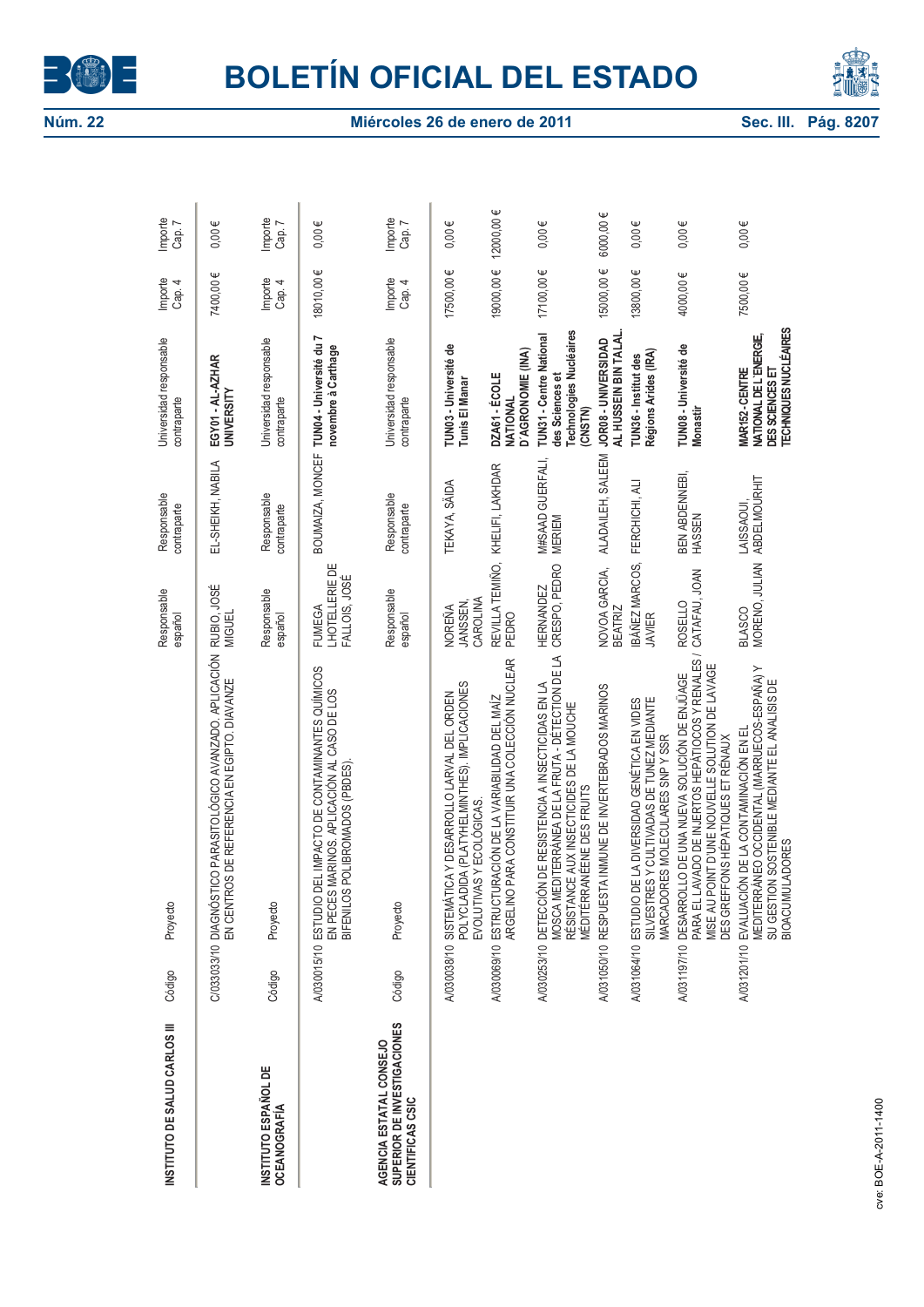| INSTITUTO DE SALUD CARLOS III | Código | Proyecto | Responsable español | Responsable contraparte | Universidad responsable contraparte | Importe Cap. 4 | Importe Cap. 7 |
|---|---|---|---|---|---|---|---|
| | C/033033/10 | DIAGNÓSTICO PARASITOLÓGICO AVANZADO. APLICACIÓN EN CENTROS DE REFERENCIA EN EGIPTO. DIAVANZE | RUBIO, JOSÉ MIGUEL | EL-SHEIKH, NABILA | **EGY01 - AL-AZHAR UNIVERSITY** | 7400,00 € | 0,00 € |

| INSTITUTO ESPAÑOL DE OCEANOGRAFÍA | Código | Proyecto | Responsable español | Responsable contraparte | Universidad responsable contraparte | Importe Cap. 4 | Importe Cap. 7 |
|---|---|---|---|---|---|---|---|
| | A/030015/10 | ESTUDIO DEL IMPACTO DE CONTAMINANTES QUÍMICOS EN PECES MARINOS. APLICACIÓN AL CASO DE LOS BIFENILOS POLIBROMADOS (PBDES). | FUMEGA L'HOTELLERIE DE FALLOIS, JOSÉ | BOUMAIZA, MONCEF | **TUN04 - Université du 7 novembre à Carthage** | 18010,00 € | 0,00 € |

| AGENCIA ESTATAL CONSEJO SUPERIOR DE INVESTIGACIONES CIENTIFICAS CSIC | Código | Proyecto | Responsable español | Responsable contraparte | Universidad responsable contraparte | Importe Cap. 4 | Importe Cap. 7 |
|---|---|---|---|---|---|---|---|
| | A/030038/10 | SISTEMÁTICA Y DESARROLLO LARVAL DEL ORDEN POLYCLADIDA (PLATYHELMINTHES). IMPLICACIONES EVOLUTIVAS Y ECOLÓGICAS. | NOREÑA JANSSEN, CAROLINA | TEKAYA, SAÏDA | **TUN03 - Université de Tunis El Manar** | 17500,00 € | 0,00 € |
| | A/030069/10 | ESTRUCTURACIÓN DE LA VARIABILIDAD DEL MAÍZ ARGELINO PARA CONSTITUIR UNA COLECCIÓN NUCLEAR | REVILLA TEMIÑO, PEDRO | KHELIFI, LAKHDAR | **DZA61 - ÉCOLE NATIONAL D'AGRONOMIE (INA)** | 19000,00 € | 12000,00 € |
| | A/030253/10 | DETECCIÓN DE RESISTENCIA A INSECTICIDAS EN LA MOSCA MEDITERRÁNEA DE LA FRUTA - DÉTECTION DE LA RÉSISTANCE AUX INSECTICIDES DE LA MOUCHE MÉDITERRANÉENE DES FRUITS | HERNANDEZ CRESPO, PEDRO | M#SAAD GUERFALI, MERIEM | **TUN31 - Centre National des Sciences et Technologies Nucléaires (CNSTN)** | 17100,00 € | 0,00 € |
| | A/031050/10 | RESPUESTA INMUNE DE INVERTEBRADOS MARINOS | NOVOA GARCIA, BEATRIZ | ALADAILEH, SALEEM | **JOR08 - UNIVERSIDAD AL HUSSEIN BIN TALAL** | 15000,00 € | 6000,00 € |
| | A/031064/10 | ESTUDIO DE LA DIVERSIDAD GENÉTICA EN VIDES SILVESTRES Y CULTIVADAS DE TUNEZ MEDIANTE MARCADORES MOLECULARES SNP Y SSR | IBÁÑEZ MARCOS, JAVIER | FERCHICHI, ALI | **TUN36 - Institut des Régions Arides (IRA)** | 13800,00 € | 0,00 € |
| | A/031197/10 | DESARROLLO DE UNA NUEVA SOLUCIÓN DE ENJÜAGE PARA EL LAVADO DE INJERTOS HEPÁTICOS Y RENALES / MISE AU POINT D'UNE NOUVELLE SOLUTION DE LAVAGE DES GREFFONS HÉPATIQUES ET RÉNAUX | ROSELLO CATAFAU, JOAN | BEN ABDENNEBI, HASSEN | **TUN08 - Université de Monastir** | 4000,00 € | 0,00 € |
| | A/031201/10 | EVALUACIÓN DE LA CONTAMINACIÓN EN EL MEDITERRÁNEO OCCIDENTAL (MARRUECOS-ESPAÑA) Y SU GESTION SOSTENIBLE MEDIANTE EL ANÁLISIS DE BIOACUMULADORES | BLASCO MORENO, JULIAN | LAISSAOUI, ABDELMOURHIT | **MAR152 - CENTRE NATIONAL DE L'ENERGIE, DES SCIENCES ET TECHNIQUES NUCLÉAIRES** | 7500,00 € | 0,00 € |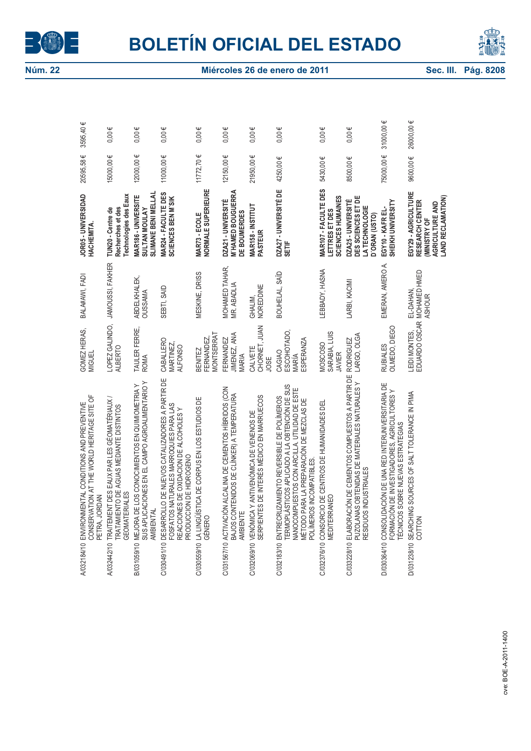| | | | | | | |
|---|---|---|---|---|---|---|
| A/032184/10 | ENVIRONMENTAL CONDITIONS AND PREVENTIVE CONSERVATION AT THE WORLD HERITAGE SITE OF PETRA, JORDAN | GOMEZ HERAS, MIGUEL | BALA#AWI, FADI | **JOR05 - UNIVERSIDAD HACHEMITA.** | 20595,58 € | 3595,40 € |
| A/032442/10 | TRAITEMENT DES EAUX PAR LES GÉOMATÉRIAUX / TRATAMIENTO DE AGUAS MEDIANTE DISTINTOS GEOMATERIALES | LOPEZ GALINDO, ALBERTO | JAMOUSSI, FAKHER | **TUN20 - Centre de Recherches et des Technologies des Eaux** | 15000,00 € | 0,00 € |
| B/031059/10 | MEJORA DE LOS CONOCIMIENTOS EN QUIMIOMETRIA Y SUS APLICACIONES EN EL CAMPO AGROALIMENTARIO Y AMBIENTAL | TAULER FERRE, ROMA | ABDELKHALEK, OUSSAMA | **MAR186 - UNIVERSITE SULTAN MOULAY SLIMANE BENI MELLAL** | 12000,00 € | 0,00 € |
| C/030491/10 | DESARROLLO DE NUEVOS CATALIZADORES A PARTIR DE FOSFATOS NATURALES MARROQUIES PARA LAS REACCIONES DE OXIDACION DE ALCOHOLES Y PRODUCCION DE HIDROGENO | CABALLERO MARTINEZ, ALFONSO | SEBTI, SAID | **MAR24 - FACULTE DES SCIENCES BEN M'SIK** | 11000,00 € | 0,00 € |
| C/030559/10 | LA LINGÜÍSTICA DE CORPUS EN LOS ESTUDIOS DE GÉNERO | BENITEZ FERNANDEZ, MONTSERRAT | MESKINE, DRISS | **MAR73 - ECOLE NORMALE SUPERIEURE** | 11772,70 € | 0,00 € |
| C/031567/10 | ACTIVACIÓN ALCALINA DE CEMENTOS HÍBRIDOS (CON BAJOS CONTENIDOS DE CLINKER) A TEMPERATURA AMBIENTE | FERNANDEZ JIMENEZ, ANA MARIA | MOHAMED TAHAR, MR. ABADLIA | **DZA21 - UNIVERSITÉ M'HAMED BOUGUERRA DE BOUMERDES** | 12150,00 € | 0,00 € |
| C/032069/10 | VENÓMICA Y ANTIVENÓMICA DE VENENOS DE SERPIENTES DE INTERÉS MÉDICO EN MARRUECOS | CALVETE CHORNET, JUAN JOSE | GHALIM, NOREDDINE | **MAR158 - INSTITUT PASTEUR** | 21950,00 € | 0,00 € |
| C/032183/10 | ENTRECRUZAMIENTO REVERSIBLE DE POLÍMEROS TERMOPLÁSTICOS APLICADO A LA OBTENCIÓN DE SUS NANOCOMPUESTOS CON ARCILLA. UTILIDAD DE ESTE MÉTODO PARA LA PREPARACIÓN DE MEZCLAS DE POLÍMEROS INCOMPATIBLES. | CAGIAO ESCOHOTADO, MARÍA ESPERANZA | BOUHELAL, SAÏD | **DZA27 - UNIVERSITÉ DE SETIF** | 4250,00 € | 0,00 € |
| C/032376/10 | CONSORCIO DE CENTROS DE HUMANIDADES DEL MEDITERRANEO | MOSCOSO SARABIA, LUIS JAVIER | LEBBADY, HASNA | **MAR107 - FACULTE DES LETTRES ET DES SCIENCES HUMAINES** | 5430,00 € | 0,00 € |
| C/033228/10 | ELABORACIÓN DE CEMENTOS COMPUESTOS A PARTIR DE PUZOLANAS OBTENIDAS DE MATERIALES NATURALES Y RESIDUOS INDUSTRIALES | RODRIGUEZ LARGO, OLGA | LARBI, KACIMI | **DZA25 - UNIVERSITÉ DES SCIENCES ET DE LA TECHNOLOGIE D'ORAN (USTO)** | 8500,00 € | 0,00 € |
| D/030364/10 | CONSOLIDACIÓN DE UNA RED INTERUNIVERSITARIA DE FORMACIÓN DE INVESTIGADORES, AGRICULTORES Y TECNICOS SOBRE NUEVAS ESTRATEGIAS | RUBIALES OLMEDO, DIEGO | EMERAN, AMERO A. | **EGY10 - KAFR EL-SHEIKH UNIVERSITY** | 75000,00 € | 31000,00 € |
| D/031238/10 | SEARCHING SOURCES OF SALT TOLERANCE IN PIMA COTTON | LEIDI MONTES, EDUARDO OSCAR | EL-DAHAN, MOHAMED HMED ASHOUR | **EGY29 - AGRICULTURE RESEARCH CENTER (MINISTRY OF AGRICULTURE AND LAND RECLAMATION)** | 9600,00 € | 26000,00 € |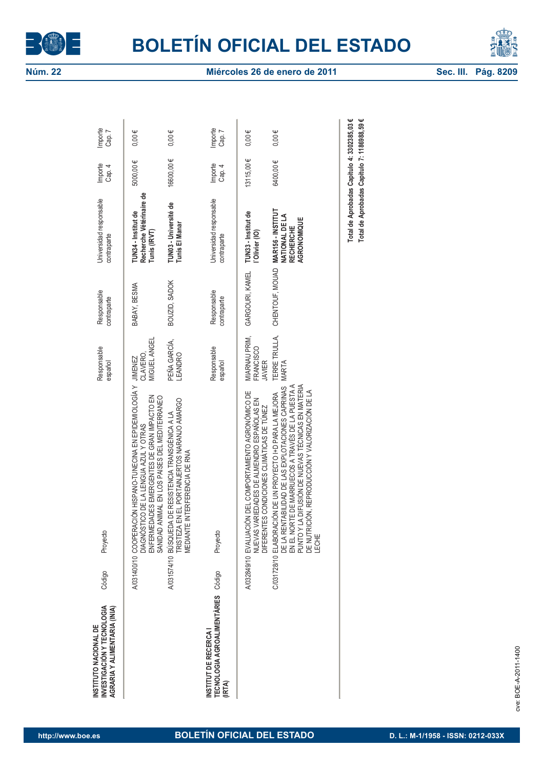| INSTITUTO NACIONAL DE INVESTIGACIÓN Y TECNOLOGÍA AGRARIA Y ALIMENTARIA (INIA) | Código | Proyecto | Responsable español | Responsable contraparte | Universidad responsable contraparte | Importe Cap. 4 | Importe Cap. 7 |
|---|---|---|---|---|---|---|---|
| | A/031400/10 | COOPERACIÓN HISPANO-TUNECINA EN EPIDEMIOLOGÍA Y DIAGNÓSTICO DE LA LENGUA AZUL Y OTRAS ENFERMEDADES EMERGENTES DE GRAN IMPACTO EN SANIDAD ANIMAL EN LOS PAÍSES DEL MEDITERRÁNEO | JIMENEZ CLAVERO, MIGUEL ANGEL | BABAY, BESMA | **TUN34 - Institut de Recherche Vétérinaire de Tunis (IRVT)** | 5000,00 € | 0,00 € |
| | A/031574/10 | BÚSQUEDA DE RESISTENCIA TRANSGÉNICA A LA TRISTEZA EN EL PORTAINJERTOS NARANJO AMARGO MEDIANTE INTERFERENCIA DE RNA | PEÑA GARCÍA, LEANDRO | BOUZID, SADOK | **TUN03 - Université de Tunis El Manar** | 16600,00 € | 0,00 € |

| INSTITUT DE RECERCA I TECNOLOGIA AGROALIMENTÀRIES (IRTA) | Código | Proyecto | Responsable español | Responsable contraparte | Universidad responsable contraparte | Importe Cap. 4 | Importe Cap. 7 |
|---|---|---|---|---|---|---|---|
| | A/032849/10 | EVALUACIÓN DEL COMPORTAMIENTO AGRONÓMICO DE NUEVAS VARIEDADES DE ALMENDRO ESPAÑOLAS EN DIFERENTES CONDICIONES CLIMÁTICAS DE TÚNEZ | MIARNAU PRIM, FRANCISCO JAVIER | GARGOURI, KAMEL | **TUN33 - Institut de l'Olivier (IO)** | 13115,00 € | 0,00 € |
| | C/031728/10 | ELABORACIÓN DE UN PROYECTO I+D PARA LA MEJORA DE LA RENTABILIDAD DE LAS EXPLOTACIONES CAPRINAS EN EL NORTE DE MARRUECOS A TRAVÉS DE LA PUESTA A PUNTO Y LA DIFUSIÓN DE NUEVAS TÉCNICAS EN MATERIA DE NUTRICIÓN, REPRODUCCIÓN Y VALORIZACIÓN DE LA LECHE | TERRE TRULLA, MARTA | CHENTOUF, MOUAD | **MAR156 - INSTITUT NATIONAL DE LA RECHERCHE AGRONOMIQUE** | 6400,00 € | 0,00 € |

**Total de Aprobadas Capítulo 4: 3302385,03 €**
**Total de Aprobadas Capítulo 7: 1186988,59 €**